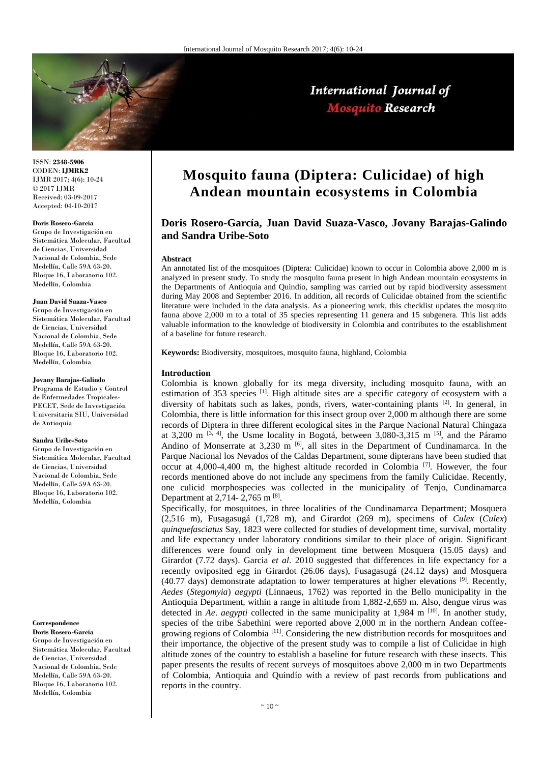ISSN: **2348-5906**
CODEN: **IJMRK2**
IJMR 2017; 4(6): 10-24
© 2017 IJMR
Received: 03-09-2017
Accepted: 04-10-2017

**Doris Rosero-García**
Grupo de Investigación en Sistemática Molecular, Facultad de Ciencias, Universidad Nacional de Colombia, Sede Medellín, Calle 59A 63-20. Bloque 16, Laboratorio 102. Medellín, Colombia

**Juan David Suaza-Vasco**
Grupo de Investigación en Sistemática Molecular, Facultad de Ciencias, Universidad Nacional de Colombia, Sede Medellín, Calle 59A 63-20. Bloque 16, Laboratorio 102. Medellín, Colombia

**Jovany Barajas-Galindo**
Programa de Estudio y Control de Enfermedades Tropicales-PECET, Sede de Investigación Universitaria SIU, Universidad de Antioquia

**Sandra Uribe-Soto**
Grupo de Investigación en Sistemática Molecular, Facultad de Ciencias, Universidad Nacional de Colombia, Sede Medellín, Calle 59A 63-20. Bloque 16, Laboratorio 102. Medellín, Colombia

**Correspondence**
**Doris Rosero-García**
Grupo de Investigación en Sistemática Molecular, Facultad de Ciencias, Universidad Nacional de Colombia, Sede Medellín, Calle 59A 63-20. Bloque 16, Laboratorio 102. Medellín, Colombia

# Mosquito fauna (Diptera: Culicidae) of high Andean mountain ecosystems in Colombia

**Doris Rosero-García, Juan David Suaza-Vasco, Jovany Barajas-Galindo and Sandra Uribe-Soto**

### Abstract

An annotated list of the mosquitoes (Diptera: Culicidae) known to occur in Colombia above 2,000 m is analyzed in present study. To study the mosquito fauna present in high Andean mountain ecosystems in the Departments of Antioquia and Quindío, sampling was carried out by rapid biodiversity assessment during May 2008 and September 2016. In addition, all records of Culicidae obtained from the scientific literature were included in the data analysis. As a pioneering work, this checklist updates the mosquito fauna above 2,000 m to a total of 35 species representing 11 genera and 15 subgenera. This list adds valuable information to the knowledge of biodiversity in Colombia and contributes to the establishment of a baseline for future research.

**Keywords:** Biodiversity, mosquitoes, mosquito fauna, highland, Colombia

### Introduction

Colombia is known globally for its mega diversity, including mosquito fauna, with an estimation of 353 species [1]. High altitude sites are a specific category of ecosystem with a diversity of habitats such as lakes, ponds, rivers, water-containing plants [2]. In general, in Colombia, there is little information for this insect group over 2,000 m although there are some records of Diptera in three different ecological sites in the Parque Nacional Natural Chingaza at 3,200 m [3, 4], the Usme locality in Bogotá, between 3,080-3,315 m [5], and the Páramo Andino of Monserrate at 3,230 m [6], all sites in the Department of Cundinamarca. In the Parque Nacional los Nevados of the Caldas Department, some dipterans have been studied that occur at 4,000-4,400 m, the highest altitude recorded in Colombia [7]. However, the four records mentioned above do not include any specimens from the family Culicidae. Recently, one culicid morphospecies was collected in the municipality of Tenjo, Cundinamarca Department at 2,714- 2,765 m [8].

Specifically, for mosquitoes, in three localities of the Cundinamarca Department; Mosquera (2,516 m), Fusagasugá (1,728 m), and Girardot (269 m), specimens of *Culex* (*Culex*) *quinquefasciatus* Say, 1823 were collected for studies of development time, survival, mortality and life expectancy under laboratory conditions similar to their place of origin. Significant differences were found only in development time between Mosquera (15.05 days) and Girardot (7.72 days). Garcia *et al*. 2010 suggested that differences in life expectancy for a recently oviposited egg in Girardot (26.06 days), Fusagasugá (24.12 days) and Mosquera (40.77 days) demonstrate adaptation to lower temperatures at higher elevations [9]. Recently, *Aedes* (*Stegomyia*) *aegypti* (Linnaeus, 1762) was reported in the Bello municipality in the Antioquia Department, within a range in altitude from 1,882-2,659 m. Also, dengue virus was detected in *Ae*. *aegypti* collected in the same municipality at 1,984 m [10]. In another study, species of the tribe Sabethini were reported above 2,000 m in the northern Andean coffee-growing regions of Colombia [11]. Considering the new distribution records for mosquitoes and their importance, the objective of the present study was to compile a list of Culicidae in high altitude zones of the country to establish a baseline for future research with these insects. This paper presents the results of recent surveys of mosquitoes above 2,000 m in two Departments of Colombia, Antioquia and Quindío with a review of past records from publications and reports in the country.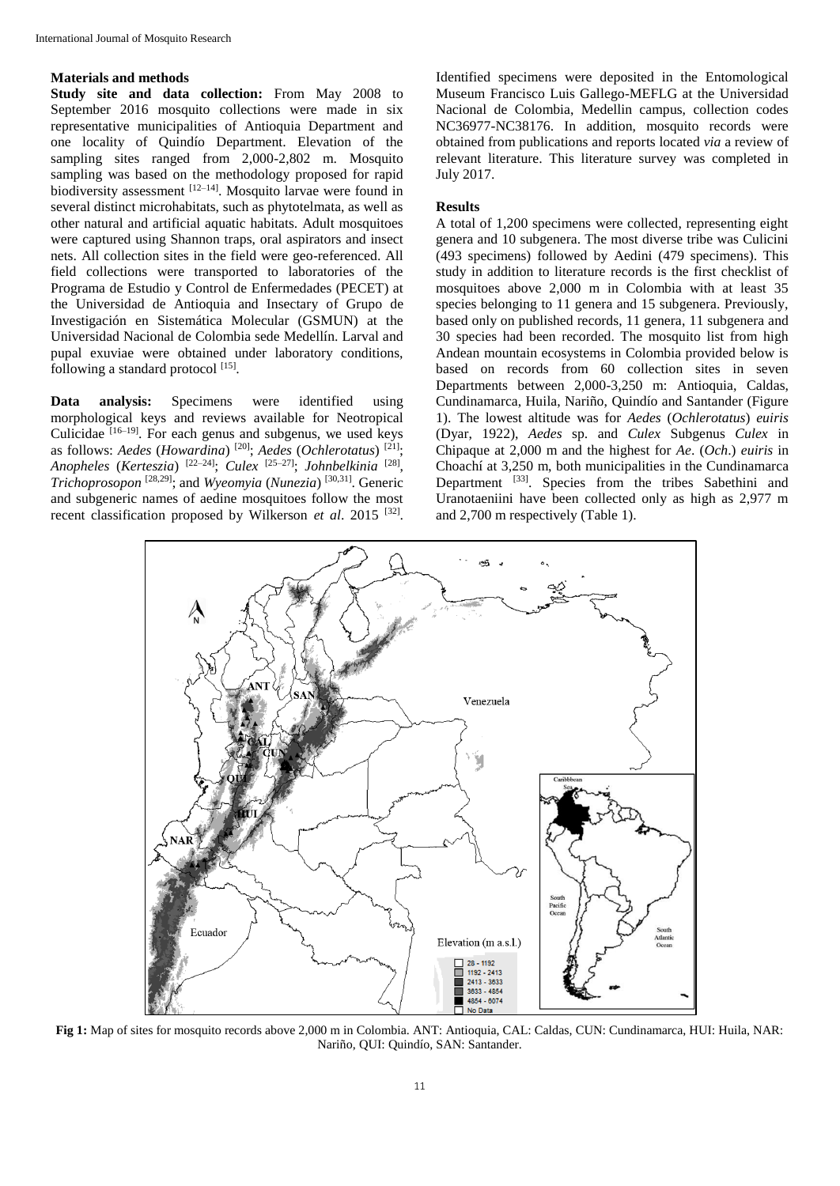## Materials and methods

**Study site and data collection:** From May 2008 to September 2016 mosquito collections were made in six representative municipalities of Antioquia Department and one locality of Quindío Department. Elevation of the sampling sites ranged from 2,000-2,802 m. Mosquito sampling was based on the methodology proposed for rapid biodiversity assessment [12–14]. Mosquito larvae were found in several distinct microhabitats, such as phytotelmata, as well as other natural and artificial aquatic habitats. Adult mosquitoes were captured using Shannon traps, oral aspirators and insect nets. All collection sites in the field were geo-referenced. All field collections were transported to laboratories of the Programa de Estudio y Control de Enfermedades (PECET) at the Universidad de Antioquia and Insectary of Grupo de Investigación en Sistemática Molecular (GSMUN) at the Universidad Nacional de Colombia sede Medellín. Larval and pupal exuviae were obtained under laboratory conditions, following a standard protocol [15].

**Data analysis:** Specimens were identified using morphological keys and reviews available for Neotropical Culicidae [16–19]. For each genus and subgenus, we used keys as follows: *Aedes* (*Howardina*) [20]; *Aedes* (*Ochlerotatus*) [21]; *Anopheles* (*Kerteszia*) [22–24]; *Culex* [25–27]; *Johnbelkinia* [28], *Trichoprosopon* [28,29]; and *Wyeomyia* (*Nunezia*) [30,31]. Generic and subgeneric names of aedine mosquitoes follow the most recent classification proposed by Wilkerson *et al*. 2015 [32]. Identified specimens were deposited in the Entomological Museum Francisco Luis Gallego-MEFLG at the Universidad Nacional de Colombia, Medellin campus, collection codes NC36977-NC38176. In addition, mosquito records were obtained from publications and reports located *via* a review of relevant literature. This literature survey was completed in July 2017.

## Results

A total of 1,200 specimens were collected, representing eight genera and 10 subgenera. The most diverse tribe was Culicini (493 specimens) followed by Aedini (479 specimens). This study in addition to literature records is the first checklist of mosquitoes above 2,000 m in Colombia with at least 35 species belonging to 11 genera and 15 subgenera. Previously, based only on published records, 11 genera, 11 subgenera and 30 species had been recorded. The mosquito list from high Andean mountain ecosystems in Colombia provided below is based on records from 60 collection sites in seven Departments between 2,000-3,250 m: Antioquia, Caldas, Cundinamarca, Huila, Nariño, Quindío and Santander (Figure 1). The lowest altitude was for *Aedes* (*Ochlerotatus*) *euiris* (Dyar, 1922), *Aedes* sp. and *Culex* Subgenus *Culex* in Chipaque at 2,000 m and the highest for *Ae*. (*Och*.) *euiris* in Choachí at 3,250 m, both municipalities in the Cundinamarca Department [33]. Species from the tribes Sabethini and Uranotaeniini have been collected only as high as 2,977 m and 2,700 m respectively (Table 1).

**Fig 1:** Map of sites for mosquito records above 2,000 m in Colombia. ANT: Antioquia, CAL: Caldas, CUN: Cundinamarca, HUI: Huila, NAR: Nariño, QUI: Quindío, SAN: Santander.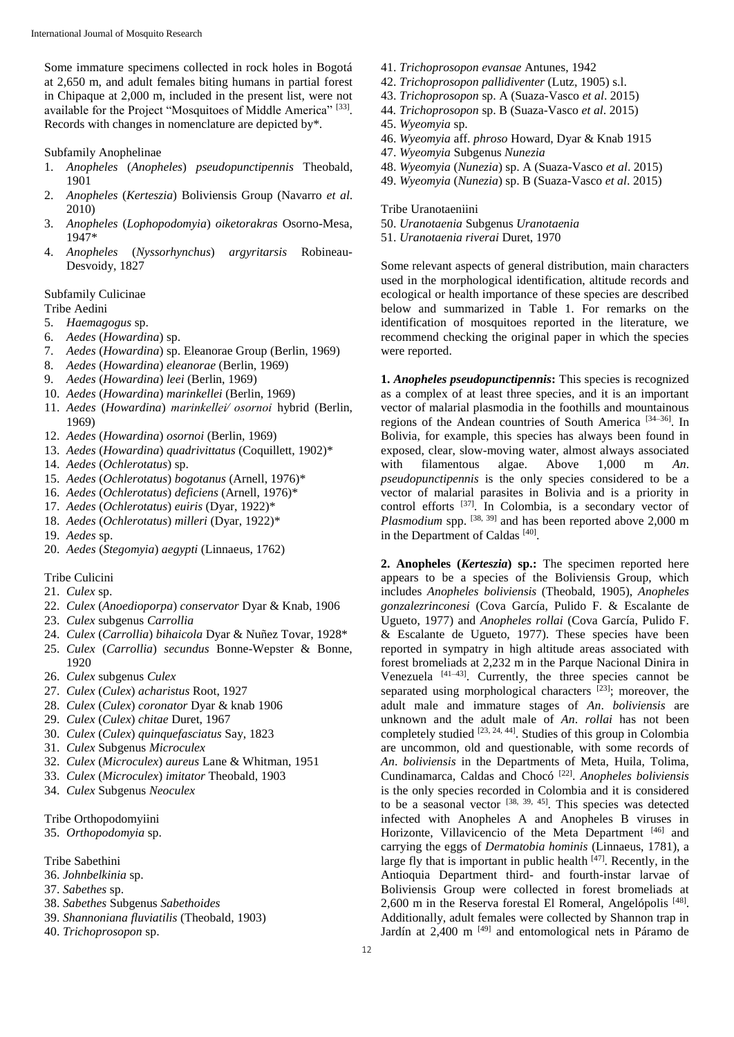Some immature specimens collected in rock holes in Bogotá at 2,650 m, and adult females biting humans in partial forest in Chipaque at 2,000 m, included in the present list, were not available for the Project "Mosquitoes of Middle America" [33]. Records with changes in nomenclature are depicted by*.

Subfamily Anophelinae

1. *Anopheles* (*Anopheles*) *pseudopunctipennis* Theobald, 1901
2. *Anopheles* (*Kerteszia*) Boliviensis Group (Navarro *et al*. 2010)
3. *Anopheles* (*Lophopodomyia*) *oiketorakras* Osorno-Mesa, 1947*
4. *Anopheles* (*Nyssorhynchus*) *argyritarsis* Robineau-Desvoidy, 1827

Subfamily Culicinae

Tribe Aedini

5. *Haemagogus* sp.
6. *Aedes* (*Howardina*) sp.
7. *Aedes* (*Howardina*) sp. Eleanorae Group (Berlin, 1969)
8. *Aedes* (*Howardina*) *eleanorae* (Berlin, 1969)
9. *Aedes* (*Howardina*) *leei* (Berlin, 1969)
10. *Aedes* (*Howardina*) *marinkellei* (Berlin, 1969)
11. *Aedes* (*Howardina*) *marinkellei/ osornoi* hybrid (Berlin, 1969)
12. *Aedes* (*Howardina*) *osornoi* (Berlin, 1969)
13. *Aedes* (*Howardina*) *quadrivittatus* (Coquillett, 1902)*
14. *Aedes* (*Ochlerotatus*) sp.
15. *Aedes* (*Ochlerotatus*) *bogotanus* (Arnell, 1976)*
16. *Aedes* (*Ochlerotatus*) *deficiens* (Arnell, 1976)*
17. *Aedes* (*Ochlerotatus*) *euiris* (Dyar, 1922)*
18. *Aedes* (*Ochlerotatus*) *milleri* (Dyar, 1922)*
19. *Aedes* sp.
20. *Aedes* (*Stegomyia*) *aegypti* (Linnaeus, 1762)

Tribe Culicini

21. *Culex* sp.
22. *Culex* (*Anoedioporpa*) *conservator* Dyar & Knab, 1906
23. *Culex* subgenus *Carrollia*
24. *Culex* (*Carrollia*) *bihaicola* Dyar & Nuñez Tovar, 1928*
25. *Culex* (*Carrollia*) *secundus* Bonne-Wepster & Bonne, 1920
26. *Culex* subgenus *Culex*
27. *Culex* (*Culex*) *acharistus* Root, 1927
28. *Culex* (*Culex*) *coronator* Dyar & knab 1906
29. *Culex* (*Culex*) *chitae* Duret, 1967
30. *Culex* (*Culex*) *quinquefasciatus* Say, 1823
31. *Culex* Subgenus *Microculex*
32. *Culex* (*Microculex*) *aureus* Lane & Whitman, 1951
33. *Culex* (*Microculex*) *imitator* Theobald, 1903
34. *Culex* Subgenus *Neoculex*

Tribe Orthopodomyiini

35. *Orthopodomyia* sp.

Tribe Sabethini

36. *Johnbelkinia* sp.
37. *Sabethes* sp.
38. *Sabethes* Subgenus *Sabethoides*
39. *Shannoniana fluviatilis* (Theobald, 1903)
40. *Trichoprosopon* sp.
41. *Trichoprosopon evansae* Antunes, 1942
42. *Trichoprosopon pallidiventer* (Lutz, 1905) s.l.
43. *Trichoprosopon* sp. A (Suaza-Vasco *et al*. 2015)
44. *Trichoprosopon* sp. B (Suaza-Vasco *et al*. 2015)
45. *Wyeomyia* sp.
46. *Wyeomyia* aff. *phroso* Howard, Dyar & Knab 1915
47. *Wyeomyia* Subgenus *Nunezia*
48. *Wyeomyia* (*Nunezia*) sp. A (Suaza-Vasco *et al*. 2015)
49. *Wyeomyia* (*Nunezia*) sp. B (Suaza-Vasco *et al*. 2015)

Tribe Uranotaeniini

50. *Uranotaenia* Subgenus *Uranotaenia*
51. *Uranotaenia riverai* Duret, 1970

Some relevant aspects of general distribution, main characters used in the morphological identification, altitude records and ecological or health importance of these species are described below and summarized in Table 1. For remarks on the identification of mosquitoes reported in the literature, we recommend checking the original paper in which the species were reported.

**1. *Anopheles pseudopunctipennis*:** This species is recognized as a complex of at least three species, and it is an important vector of malarial plasmodia in the foothills and mountainous regions of the Andean countries of South America [34–36]. In Bolivia, for example, this species has always been found in exposed, clear, slow-moving water, almost always associated with filamentous algae. Above 1,000 m *An*. *pseudopunctipennis* is the only species considered to be a vector of malarial parasites in Bolivia and is a priority in control efforts [37]. In Colombia, is a secondary vector of *Plasmodium* spp. [38, 39] and has been reported above 2,000 m in the Department of Caldas [40].

**2. Anopheles (*Kerteszia*) sp.:** The specimen reported here appears to be a species of the Boliviensis Group, which includes *Anopheles boliviensis* (Theobald, 1905), *Anopheles gonzalezrinconesi* (Cova García, Pulido F. & Escalante de Ugueto, 1977) and *Anopheles rollai* (Cova García, Pulido F. & Escalante de Ugueto, 1977). These species have been reported in sympatry in high altitude areas associated with forest bromeliads at 2,232 m in the Parque Nacional Dinira in Venezuela [41–43]. Currently, the three species cannot be separated using morphological characters [23]; moreover, the adult male and immature stages of *An*. *boliviensis* are unknown and the adult male of *An*. *rollai* has not been completely studied [23, 24, 44]. Studies of this group in Colombia are uncommon, old and questionable, with some records of *An*. *boliviensis* in the Departments of Meta, Huila, Tolima, Cundinamarca, Caldas and Chocó [22]. *Anopheles boliviensis* is the only species recorded in Colombia and it is considered to be a seasonal vector [38, 39, 45]. This species was detected infected with Anopheles A and Anopheles B viruses in Horizonte, Villavicencio of the Meta Department [46] and carrying the eggs of *Dermatobia hominis* (Linnaeus, 1781), a large fly that is important in public health [47]. Recently, in the Antioquia Department third- and fourth-instar larvae of Boliviensis Group were collected in forest bromeliads at 2,600 m in the Reserva forestal El Romeral, Angelópolis [48]. Additionally, adult females were collected by Shannon trap in Jardín at 2,400 m [49] and entomological nets in Páramo de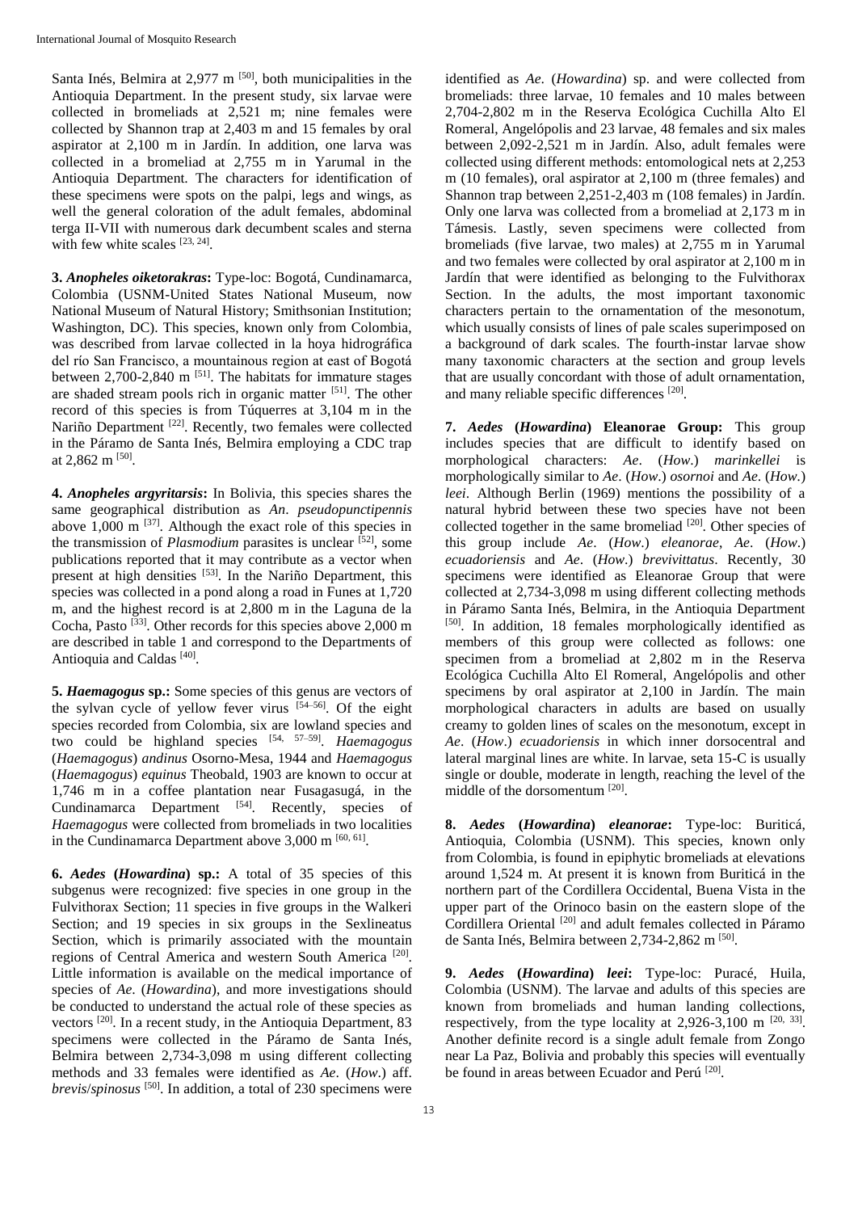Santa Inés, Belmira at 2,977 m [50], both municipalities in the Antioquia Department. In the present study, six larvae were collected in bromeliads at 2,521 m; nine females were collected by Shannon trap at 2,403 m and 15 females by oral aspirator at 2,100 m in Jardín. In addition, one larva was collected in a bromeliad at 2,755 m in Yarumal in the Antioquia Department. The characters for identification of these specimens were spots on the palpi, legs and wings, as well the general coloration of the adult females, abdominal terga II-VII with numerous dark decumbent scales and sterna with few white scales [23, 24].

**3. *Anopheles oiketorakras*:** Type-loc: Bogotá, Cundinamarca, Colombia (USNM-United States National Museum, now National Museum of Natural History; Smithsonian Institution; Washington, DC). This species, known only from Colombia, was described from larvae collected in la hoya hidrográfica del río San Francisco, a mountainous region at east of Bogotá between 2,700-2,840 m [51]. The habitats for immature stages are shaded stream pools rich in organic matter [51]. The other record of this species is from Túquerres at 3,104 m in the Nariño Department [22]. Recently, two females were collected in the Páramo de Santa Inés, Belmira employing a CDC trap at 2,862 m [50].

**4. *Anopheles argyritarsis*:** In Bolivia, this species shares the same geographical distribution as *An. pseudopunctipennis* above 1,000 m [37]. Although the exact role of this species in the transmission of *Plasmodium* parasites is unclear [52], some publications reported that it may contribute as a vector when present at high densities [53]. In the Nariño Department, this species was collected in a pond along a road in Funes at 1,720 m, and the highest record is at 2,800 m in the Laguna de la Cocha, Pasto [33]. Other records for this species above 2,000 m are described in table 1 and correspond to the Departments of Antioquia and Caldas [40].

**5. *Haemagogus* sp.:** Some species of this genus are vectors of the sylvan cycle of yellow fever virus [54–56]. Of the eight species recorded from Colombia, six are lowland species and two could be highland species [54, 57–59]. *Haemagogus* (*Haemagogus*) *andinus* Osorno-Mesa, 1944 and *Haemagogus* (*Haemagogus*) *equinus* Theobald, 1903 are known to occur at 1,746 m in a coffee plantation near Fusagasugá, in the Cundinamarca Department [54]. Recently, species of *Haemagogus* were collected from bromeliads in two localities in the Cundinamarca Department above 3,000 m [60, 61].

**6. *Aedes* (*Howardina*) sp.:** A total of 35 species of this subgenus were recognized: five species in one group in the Fulvithorax Section; 11 species in five groups in the Walkeri Section; and 19 species in six groups in the Sexlineatus Section, which is primarily associated with the mountain regions of Central America and western South America [20]. Little information is available on the medical importance of species of *Ae*. (*Howardina*), and more investigations should be conducted to understand the actual role of these species as vectors [20]. In a recent study, in the Antioquia Department, 83 specimens were collected in the Páramo de Santa Inés, Belmira between 2,734-3,098 m using different collecting methods and 33 females were identified as *Ae*. (*How*.) aff. *brevis*/*spinosus* [50]. In addition, a total of 230 specimens were identified as *Ae*. (*Howardina*) sp. and were collected from bromeliads: three larvae, 10 females and 10 males between 2,704-2,802 m in the Reserva Ecológica Cuchilla Alto El Romeral, Angelópolis and 23 larvae, 48 females and six males between 2,092-2,521 m in Jardín. Also, adult females were collected using different methods: entomological nets at 2,253 m (10 females), oral aspirator at 2,100 m (three females) and Shannon trap between 2,251-2,403 m (108 females) in Jardín. Only one larva was collected from a bromeliad at 2,173 m in Támesis. Lastly, seven specimens were collected from bromeliads (five larvae, two males) at 2,755 m in Yarumal and two females were collected by oral aspirator at 2,100 m in Jardín that were identified as belonging to the Fulvithorax Section. In the adults, the most important taxonomic characters pertain to the ornamentation of the mesonotum, which usually consists of lines of pale scales superimposed on a background of dark scales. The fourth-instar larvae show many taxonomic characters at the section and group levels that are usually concordant with those of adult ornamentation, and many reliable specific differences [20].

**7. *Aedes* (*Howardina*) Eleanorae Group:** This group includes species that are difficult to identify based on morphological characters: *Ae*. (*How*.) *marinkellei* is morphologically similar to *Ae*. (*How*.) *osornoi* and *Ae*. (*How*.) *leei*. Although Berlin (1969) mentions the possibility of a natural hybrid between these two species have not been collected together in the same bromeliad [20]. Other species of this group include *Ae*. (*How*.) *eleanorae*, *Ae*. (*How*.) *ecuadoriensis* and *Ae*. (*How*.) *brevivittatus*. Recently, 30 specimens were identified as Eleanorae Group that were collected at 2,734-3,098 m using different collecting methods in Páramo Santa Inés, Belmira, in the Antioquia Department [50]. In addition, 18 females morphologically identified as members of this group were collected as follows: one specimen from a bromeliad at 2,802 m in the Reserva Ecológica Cuchilla Alto El Romeral, Angelópolis and other specimens by oral aspirator at 2,100 in Jardín. The main morphological characters in adults are based on usually creamy to golden lines of scales on the mesonotum, except in *Ae*. (*How*.) *ecuadoriensis* in which inner dorsocentral and lateral marginal lines are white. In larvae, seta 15-C is usually single or double, moderate in length, reaching the level of the middle of the dorsomentum [20].

**8. *Aedes* (*Howardina*) *eleanorae*:** Type-loc: Buriticá, Antioquia, Colombia (USNM). This species, known only from Colombia, is found in epiphytic bromeliads at elevations around 1,524 m. At present it is known from Buriticá in the northern part of the Cordillera Occidental, Buena Vista in the upper part of the Orinoco basin on the eastern slope of the Cordillera Oriental [20] and adult females collected in Páramo de Santa Inés, Belmira between 2,734-2,862 m [50].

**9. *Aedes* (*Howardina*) *leei*:** Type-loc: Puracé, Huila, Colombia (USNM). The larvae and adults of this species are known from bromeliads and human landing collections, respectively, from the type locality at 2,926-3,100 m [20, 33]. Another definite record is a single adult female from Zongo near La Paz, Bolivia and probably this species will eventually be found in areas between Ecuador and Perú [20].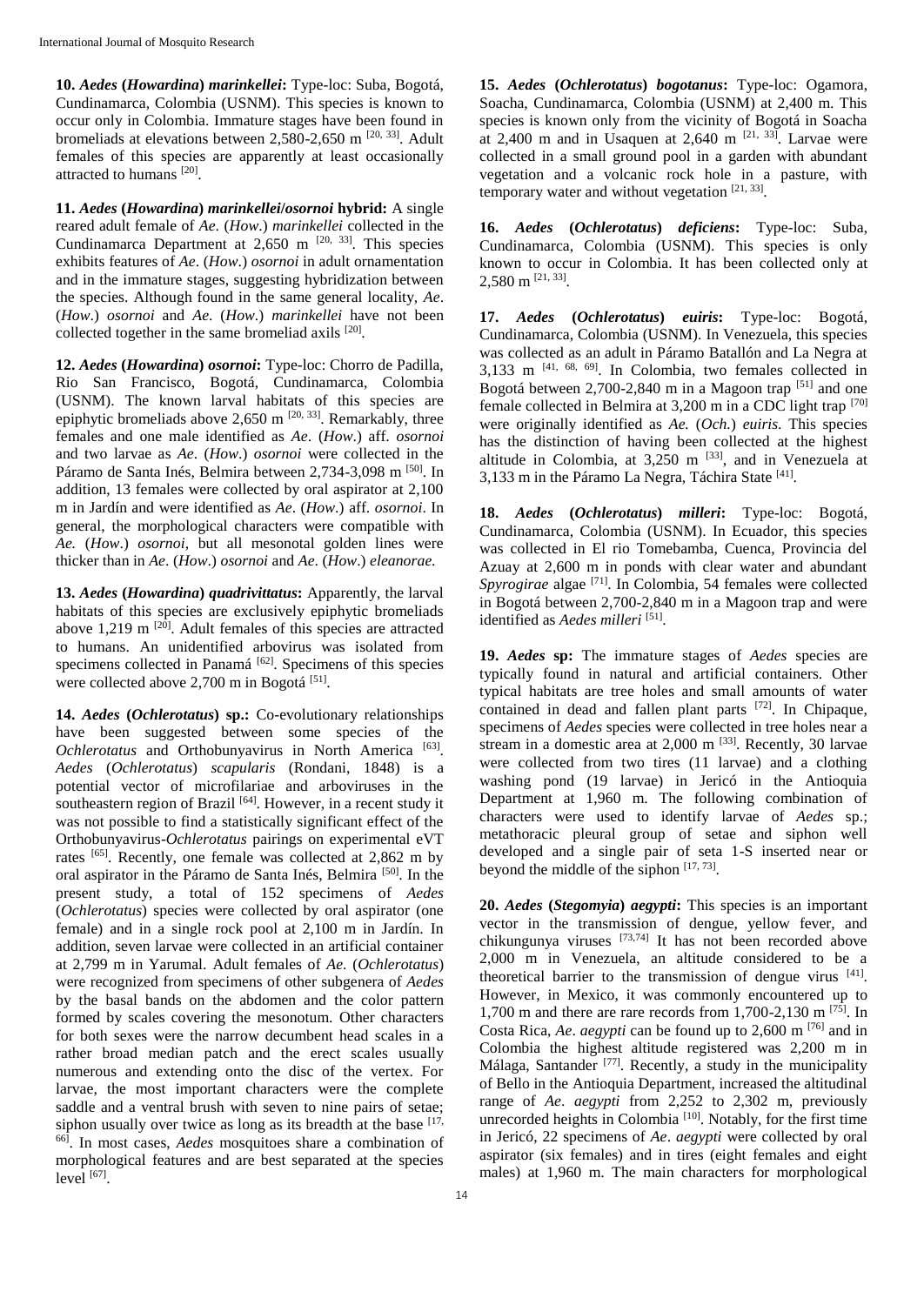**10. *Aedes* (*Howardina*) *marinkellei*:** Type-loc: Suba, Bogotá, Cundinamarca, Colombia (USNM). This species is known to occur only in Colombia. Immature stages have been found in bromeliads at elevations between 2,580-2,650 m [20, 33]. Adult females of this species are apparently at least occasionally attracted to humans [20].

**11. *Aedes* (*Howardina*) *marinkellei*/*osornoi* hybrid:** A single reared adult female of *Ae*. (*How*.) *marinkellei* collected in the Cundinamarca Department at 2,650 m [20, 33]. This species exhibits features of *Ae*. (*How*.) *osornoi* in adult ornamentation and in the immature stages, suggesting hybridization between the species. Although found in the same general locality, *Ae*. (*How*.) *osornoi* and *Ae*. (*How*.) *marinkellei* have not been collected together in the same bromeliad axils [20].

**12. *Aedes* (*Howardina*) *osornoi*:** Type-loc: Chorro de Padilla, Rio San Francisco, Bogotá, Cundinamarca, Colombia (USNM). The known larval habitats of this species are epiphytic bromeliads above 2,650 m [20, 33]. Remarkably, three females and one male identified as *Ae*. (*How*.) aff. *osornoi* and two larvae as *Ae*. (*How*.) *osornoi* were collected in the Páramo de Santa Inés, Belmira between 2,734-3,098 m [50]. In addition, 13 females were collected by oral aspirator at 2,100 m in Jardín and were identified as *Ae*. (*How*.) aff. *osornoi*. In general, the morphological characters were compatible with *Ae.* (*How*.) *osornoi*, but all mesonotal golden lines were thicker than in *Ae*. (*How*.) *osornoi* and *Ae*. (*How*.) *eleanorae.*

**13. *Aedes* (*Howardina*) *quadrivittatus*:** Apparently, the larval habitats of this species are exclusively epiphytic bromeliads above 1,219 m [20]. Adult females of this species are attracted to humans. An unidentified arbovirus was isolated from specimens collected in Panamá [62]. Specimens of this species were collected above 2,700 m in Bogotá [51].

**14. *Aedes* (*Ochlerotatus*) sp.:** Co-evolutionary relationships have been suggested between some species of the *Ochlerotatus* and Orthobunyavirus in North America [63]. *Aedes* (*Ochlerotatus*) *scapularis* (Rondani, 1848) is a potential vector of microfilariae and arboviruses in the southeastern region of Brazil [64]. However, in a recent study it was not possible to find a statistically significant effect of the Orthobunyavirus-*Ochlerotatus* pairings on experimental eVT rates [65]. Recently, one female was collected at 2,862 m by oral aspirator in the Páramo de Santa Inés, Belmira [50]. In the present study, a total of 152 specimens of *Aedes* (*Ochlerotatus*) species were collected by oral aspirator (one female) and in a single rock pool at 2,100 m in Jardín. In addition, seven larvae were collected in an artificial container at 2,799 m in Yarumal. Adult females of *Ae.* (*Ochlerotatus*) were recognized from specimens of other subgenera of *Aedes* by the basal bands on the abdomen and the color pattern formed by scales covering the mesonotum. Other characters for both sexes were the narrow decumbent head scales in a rather broad median patch and the erect scales usually numerous and extending onto the disc of the vertex. For larvae, the most important characters were the complete saddle and a ventral brush with seven to nine pairs of setae; siphon usually over twice as long as its breadth at the base [17, 66]. In most cases, *Aedes* mosquitoes share a combination of morphological features and are best separated at the species level [67].

**15. *Aedes* (*Ochlerotatus*) *bogotanus*:** Type-loc: Ogamora, Soacha, Cundinamarca, Colombia (USNM) at 2,400 m. This species is known only from the vicinity of Bogotá in Soacha at 2,400 m and in Usaquen at 2,640 m [21, 33]. Larvae were collected in a small ground pool in a garden with abundant vegetation and a volcanic rock hole in a pasture, with temporary water and without vegetation [21, 33].

**16. *Aedes* (*Ochlerotatus*) *deficiens*:** Type-loc: Suba, Cundinamarca, Colombia (USNM). This species is only known to occur in Colombia. It has been collected only at 2,580 m [21, 33].

**17. *Aedes* (*Ochlerotatus*) *euiris*:** Type-loc: Bogotá, Cundinamarca, Colombia (USNM). In Venezuela, this species was collected as an adult in Páramo Batallón and La Negra at 3,133 m [41, 68, 69]. In Colombia, two females collected in Bogotá between 2,700-2,840 m in a Magoon trap [51] and one female collected in Belmira at 3,200 m in a CDC light trap [70] were originally identified as *Ae.* (*Och.*) *euiris*. This species has the distinction of having been collected at the highest altitude in Colombia, at 3,250 m [33], and in Venezuela at 3,133 m in the Páramo La Negra, Táchira State [41].

**18. *Aedes* (*Ochlerotatus*) *milleri*:** Type-loc: Bogotá, Cundinamarca, Colombia (USNM). In Ecuador, this species was collected in El rio Tomebamba, Cuenca, Provincia del Azuay at 2,600 m in ponds with clear water and abundant *Spyrogirae* algae [71]. In Colombia, 54 females were collected in Bogotá between 2,700-2,840 m in a Magoon trap and were identified as *Aedes milleri* [51].

**19. *Aedes* sp:** The immature stages of *Aedes* species are typically found in natural and artificial containers. Other typical habitats are tree holes and small amounts of water contained in dead and fallen plant parts [72]. In Chipaque, specimens of *Aedes* species were collected in tree holes near a stream in a domestic area at 2,000 m [33]. Recently, 30 larvae were collected from two tires (11 larvae) and a clothing washing pond (19 larvae) in Jericó in the Antioquia Department at 1,960 m. The following combination of characters were used to identify larvae of *Aedes* sp.; metathoracic pleural group of setae and siphon well developed and a single pair of seta 1-S inserted near or beyond the middle of the siphon [17, 73].

**20. *Aedes* (*Stegomyia*) *aegypti*:** This species is an important vector in the transmission of dengue, yellow fever, and chikungunya viruses [73,74] It has not been recorded above 2,000 m in Venezuela, an altitude considered to be a theoretical barrier to the transmission of dengue virus [41]. However, in Mexico, it was commonly encountered up to 1,700 m and there are rare records from 1,700-2,130 m [75]. In Costa Rica, *Ae*. *aegypti* can be found up to 2,600 m [76] and in Colombia the highest altitude registered was 2,200 m in Málaga, Santander [77]. Recently, a study in the municipality of Bello in the Antioquia Department, increased the altitudinal range of *Ae*. *aegypti* from 2,252 to 2,302 m, previously unrecorded heights in Colombia [10]. Notably, for the first time in Jericó, 22 specimens of *Ae*. *aegypti* were collected by oral aspirator (six females) and in tires (eight females and eight males) at 1,960 m. The main characters for morphological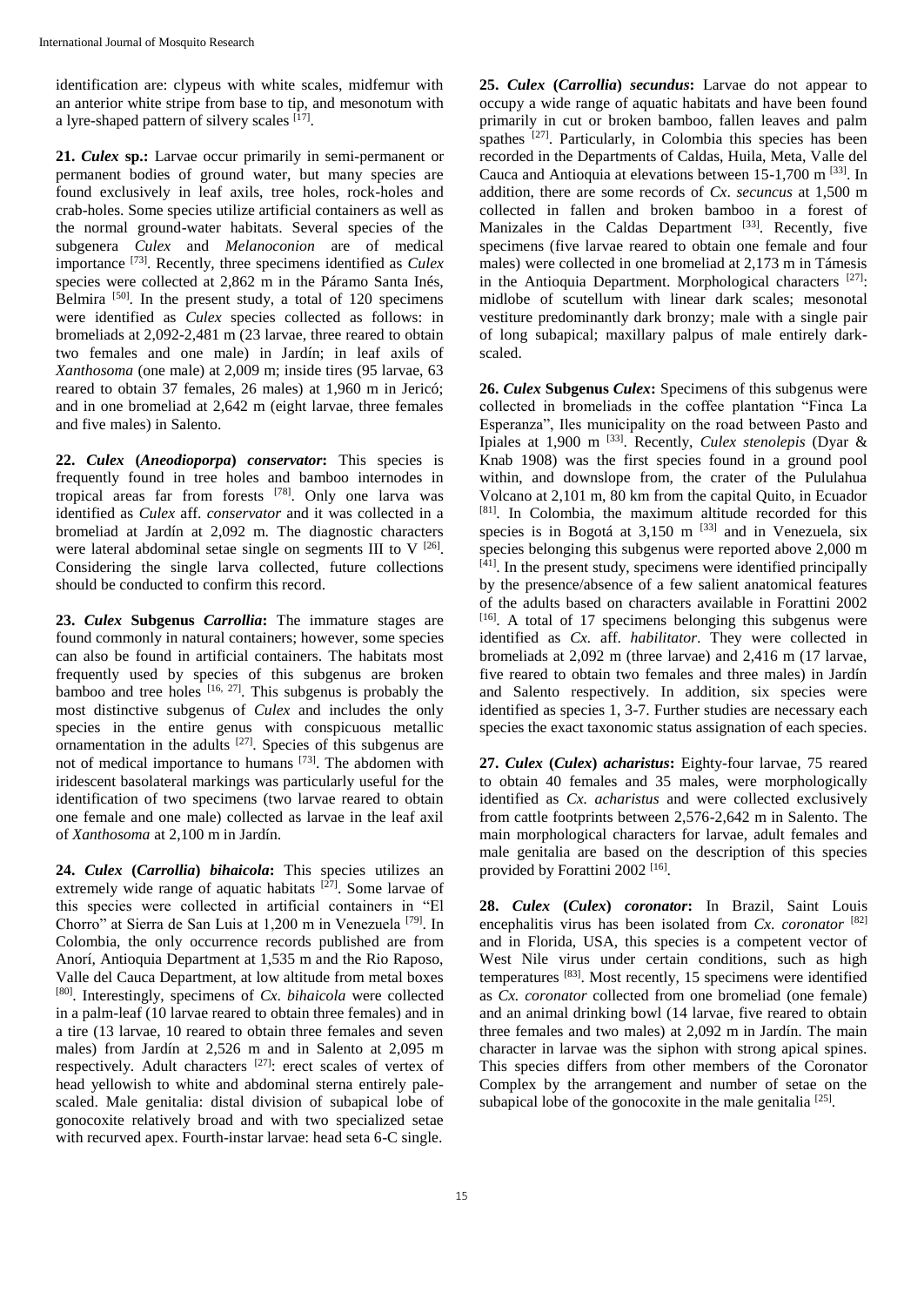identification are: clypeus with white scales, midfemur with an anterior white stripe from base to tip, and mesonotum with a lyre-shaped pattern of silvery scales [17].

**21. *Culex* sp.:** Larvae occur primarily in semi-permanent or permanent bodies of ground water, but many species are found exclusively in leaf axils, tree holes, rock-holes and crab-holes. Some species utilize artificial containers as well as the normal ground-water habitats. Several species of the subgenera *Culex* and *Melanoconion* are of medical importance [73]. Recently, three specimens identified as *Culex* species were collected at 2,862 m in the Páramo Santa Inés, Belmira [50]. In the present study, a total of 120 specimens were identified as *Culex* species collected as follows: in bromeliads at 2,092-2,481 m (23 larvae, three reared to obtain two females and one male) in Jardín; in leaf axils of *Xanthosoma* (one male) at 2,009 m; inside tires (95 larvae, 63 reared to obtain 37 females, 26 males) at 1,960 m in Jericó; and in one bromeliad at 2,642 m (eight larvae, three females and five males) in Salento.

**22. *Culex* (*Aneodioporpa*) *conservator*:** This species is frequently found in tree holes and bamboo internodes in tropical areas far from forests [78]. Only one larva was identified as *Culex* aff. *conservator* and it was collected in a bromeliad at Jardín at 2,092 m. The diagnostic characters were lateral abdominal setae single on segments III to V [26]. Considering the single larva collected, future collections should be conducted to confirm this record.

**23. *Culex* Subgenus *Carrollia*:** The immature stages are found commonly in natural containers; however, some species can also be found in artificial containers. The habitats most frequently used by species of this subgenus are broken bamboo and tree holes [16, 27]. This subgenus is probably the most distinctive subgenus of *Culex* and includes the only species in the entire genus with conspicuous metallic ornamentation in the adults [27]. Species of this subgenus are not of medical importance to humans [73]. The abdomen with iridescent basolateral markings was particularly useful for the identification of two specimens (two larvae reared to obtain one female and one male) collected as larvae in the leaf axil of *Xanthosoma* at 2,100 m in Jardín.

**24. *Culex* (*Carrollia*) *bihaicola*:** This species utilizes an extremely wide range of aquatic habitats [27]. Some larvae of this species were collected in artificial containers in "El Chorro" at Sierra de San Luis at 1,200 m in Venezuela [79]. In Colombia, the only occurrence records published are from Anorí, Antioquia Department at 1,535 m and the Rio Raposo, Valle del Cauca Department, at low altitude from metal boxes [80]. Interestingly, specimens of *Cx. bihaicola* were collected in a palm-leaf (10 larvae reared to obtain three females) and in a tire (13 larvae, 10 reared to obtain three females and seven males) from Jardín at 2,526 m and in Salento at 2,095 m respectively. Adult characters [27]: erect scales of vertex of head yellowish to white and abdominal sterna entirely pale-scaled. Male genitalia: distal division of subapical lobe of gonocoxite relatively broad and with two specialized setae with recurved apex. Fourth-instar larvae: head seta 6-C single.

**25. *Culex* (*Carrollia*) *secundus*:** Larvae do not appear to occupy a wide range of aquatic habitats and have been found primarily in cut or broken bamboo, fallen leaves and palm spathes [27]. Particularly, in Colombia this species has been recorded in the Departments of Caldas, Huila, Meta, Valle del Cauca and Antioquia at elevations between 15-1,700 m [33]. In addition, there are some records of *Cx. secuncus* at 1,500 m collected in fallen and broken bamboo in a forest of Manizales in the Caldas Department [33]. Recently, five specimens (five larvae reared to obtain one female and four males) were collected in one bromeliad at 2,173 m in Támesis in the Antioquia Department. Morphological characters [27]: midlobe of scutellum with linear dark scales; mesonotal vestiture predominantly dark bronzy; male with a single pair of long subapical; maxillary palpus of male entirely dark-scaled.

**26. *Culex* Subgenus *Culex*:** Specimens of this subgenus were collected in bromeliads in the coffee plantation "Finca La Esperanza", Iles municipality on the road between Pasto and Ipiales at 1,900 m [33]. Recently, *Culex stenolepis* (Dyar & Knab 1908) was the first species found in a ground pool within, and downslope from, the crater of the Pululahua Volcano at 2,101 m, 80 km from the capital Quito, in Ecuador [81]. In Colombia, the maximum altitude recorded for this species is in Bogotá at 3,150 m [33] and in Venezuela, six species belonging this subgenus were reported above 2,000 m [41]. In the present study, specimens were identified principally by the presence/absence of a few salient anatomical features of the adults based on characters available in Forattini 2002 [16]. A total of 17 specimens belonging this subgenus were identified as *Cx.* aff. *habilitator*. They were collected in bromeliads at 2,092 m (three larvae) and 2,416 m (17 larvae, five reared to obtain two females and three males) in Jardín and Salento respectively. In addition, six species were identified as species 1, 3-7. Further studies are necessary each species the exact taxonomic status assignation of each species.

**27. *Culex* (*Culex*) *acharistus*:** Eighty-four larvae, 75 reared to obtain 40 females and 35 males, were morphologically identified as *Cx. acharistus* and were collected exclusively from cattle footprints between 2,576-2,642 m in Salento. The main morphological characters for larvae, adult females and male genitalia are based on the description of this species provided by Forattini 2002 [16].

**28. *Culex* (*Culex*) *coronator*:** In Brazil, Saint Louis encephalitis virus has been isolated from *Cx. coronator* [82] and in Florida, USA, this species is a competent vector of West Nile virus under certain conditions, such as high temperatures [83]. Most recently, 15 specimens were identified as *Cx. coronator* collected from one bromeliad (one female) and an animal drinking bowl (14 larvae, five reared to obtain three females and two males) at 2,092 m in Jardín. The main character in larvae was the siphon with strong apical spines. This species differs from other members of the Coronator Complex by the arrangement and number of setae on the subapical lobe of the gonocoxite in the male genitalia [25].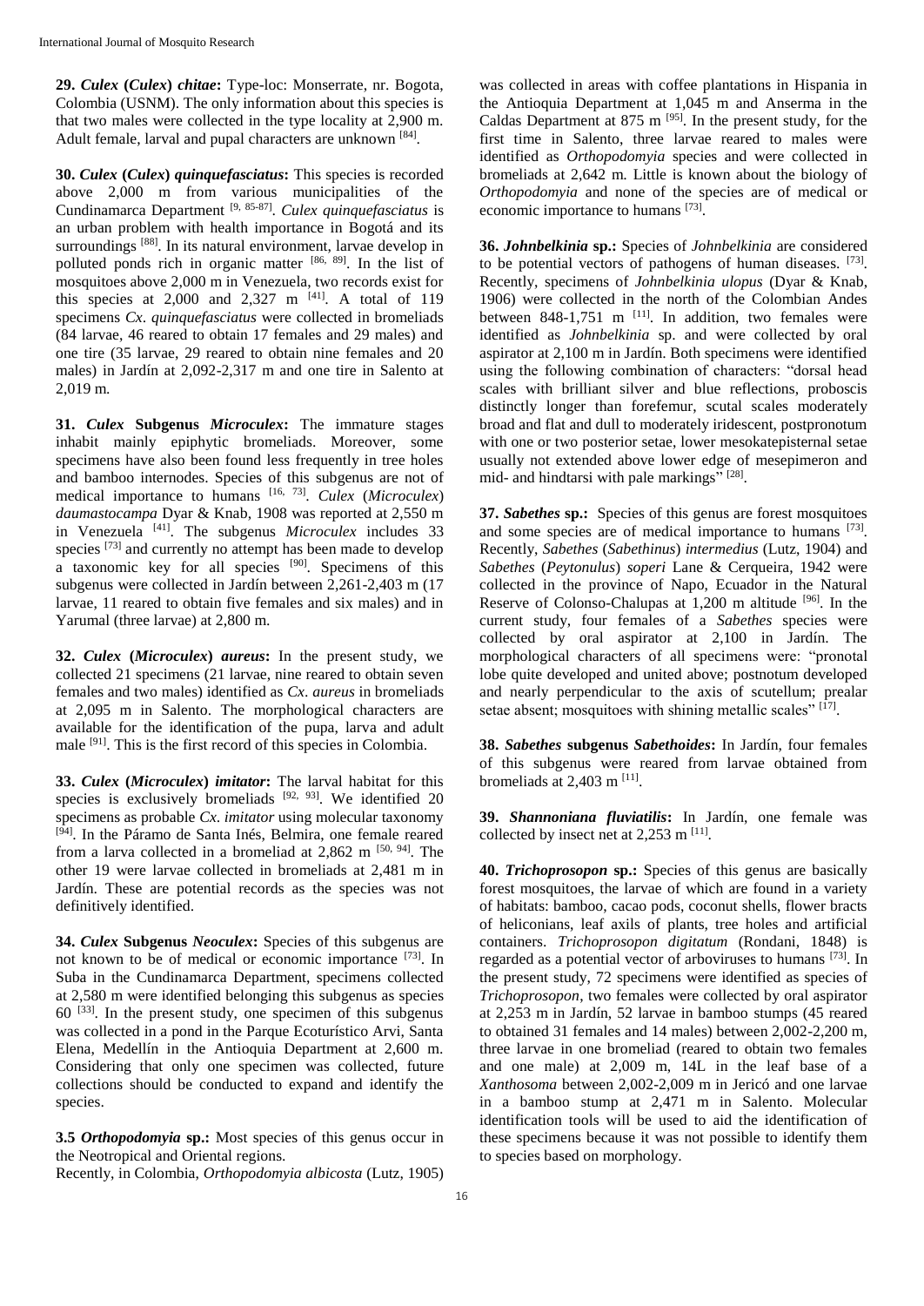**29. *Culex* (*Culex*) *chitae*:** Type-loc: Monserrate, nr. Bogota, Colombia (USNM). The only information about this species is that two males were collected in the type locality at 2,900 m. Adult female, larval and pupal characters are unknown [84].

**30. *Culex* (*Culex*) *quinquefasciatus*:** This species is recorded above 2,000 m from various municipalities of the Cundinamarca Department [9, 85-87]. *Culex quinquefasciatus* is an urban problem with health importance in Bogotá and its surroundings [88]. In its natural environment, larvae develop in polluted ponds rich in organic matter [86, 89]. In the list of mosquitoes above 2,000 m in Venezuela, two records exist for this species at 2,000 and 2,327 m [41]. A total of 119 specimens *Cx. quinquefasciatus* were collected in bromeliads (84 larvae, 46 reared to obtain 17 females and 29 males) and one tire (35 larvae, 29 reared to obtain nine females and 20 males) in Jardín at 2,092-2,317 m and one tire in Salento at 2,019 m.

**31. *Culex* Subgenus *Microculex*:** The immature stages inhabit mainly epiphytic bromeliads. Moreover, some specimens have also been found less frequently in tree holes and bamboo internodes. Species of this subgenus are not of medical importance to humans [16, 73]. *Culex* (*Microculex*) *daumastocampa* Dyar & Knab, 1908 was reported at 2,550 m in Venezuela [41]. The subgenus *Microculex* includes 33 species [73] and currently no attempt has been made to develop a taxonomic key for all species [90]. Specimens of this subgenus were collected in Jardín between 2,261-2,403 m (17 larvae, 11 reared to obtain five females and six males) and in Yarumal (three larvae) at 2,800 m.

**32. *Culex* (*Microculex*) *aureus*:** In the present study, we collected 21 specimens (21 larvae, nine reared to obtain seven females and two males) identified as *Cx. aureus* in bromeliads at 2,095 m in Salento. The morphological characters are available for the identification of the pupa, larva and adult male [91]. This is the first record of this species in Colombia.

**33. *Culex* (*Microculex*) *imitator*:** The larval habitat for this species is exclusively bromeliads [92, 93]. We identified 20 specimens as probable *Cx. imitator* using molecular taxonomy [94]. In the Páramo de Santa Inés, Belmira, one female reared from a larva collected in a bromeliad at 2,862 m [50, 94]. The other 19 were larvae collected in bromeliads at 2,481 m in Jardín. These are potential records as the species was not definitively identified.

**34. *Culex* Subgenus *Neoculex*:** Species of this subgenus are not known to be of medical or economic importance [73]. In Suba in the Cundinamarca Department, specimens collected at 2,580 m were identified belonging this subgenus as species 60 [33]. In the present study, one specimen of this subgenus was collected in a pond in the Parque Ecoturístico Arvi, Santa Elena, Medellín in the Antioquia Department at 2,600 m. Considering that only one specimen was collected, future collections should be conducted to expand and identify the species.

**3.5 *Orthopodomyia* sp.:** Most species of this genus occur in the Neotropical and Oriental regions.

Recently, in Colombia, *Orthopodomyia albicosta* (Lutz, 1905) was collected in areas with coffee plantations in Hispania in the Antioquia Department at 1,045 m and Anserma in the Caldas Department at 875 m [95]. In the present study, for the first time in Salento, three larvae reared to males were identified as *Orthopodomyia* species and were collected in bromeliads at 2,642 m. Little is known about the biology of *Orthopodomyia* and none of the species are of medical or economic importance to humans [73].

**36. *Johnbelkinia* sp.:** Species of *Johnbelkinia* are considered to be potential vectors of pathogens of human diseases. [73]. Recently, specimens of *Johnbelkinia ulopus* (Dyar & Knab, 1906) were collected in the north of the Colombian Andes between 848-1,751 m [11]. In addition, two females were identified as *Johnbelkinia* sp. and were collected by oral aspirator at 2,100 m in Jardín. Both specimens were identified using the following combination of characters: "dorsal head scales with brilliant silver and blue reflections, proboscis distinctly longer than forefemur, scutal scales moderately broad and flat and dull to moderately iridescent, postpronotum with one or two posterior setae, lower mesokatepisternal setae usually not extended above lower edge of mesepimeron and mid- and hindtarsi with pale markings" [28].

**37. *Sabethes* sp.:** Species of this genus are forest mosquitoes and some species are of medical importance to humans [73]. Recently, *Sabethes* (*Sabethinus*) *intermedius* (Lutz, 1904) and *Sabethes* (*Peytonulus*) *soperi* Lane & Cerqueira, 1942 were collected in the province of Napo, Ecuador in the Natural Reserve of Colonso-Chalupas at 1,200 m altitude [96]. In the current study, four females of a *Sabethes* species were collected by oral aspirator at 2,100 in Jardín. The morphological characters of all specimens were: "pronotal lobe quite developed and united above; postnotum developed and nearly perpendicular to the axis of scutellum; prealar setae absent; mosquitoes with shining metallic scales" [17].

**38. *Sabethes* subgenus *Sabethoides*:** In Jardín, four females of this subgenus were reared from larvae obtained from bromeliads at 2,403 m [11].

**39. *Shannoniana fluviatilis*:** In Jardín, one female was collected by insect net at 2,253 m [11].

**40. *Trichoprosopon* sp.:** Species of this genus are basically forest mosquitoes, the larvae of which are found in a variety of habitats: bamboo, cacao pods, coconut shells, flower bracts of heliconians, leaf axils of plants, tree holes and artificial containers. *Trichoprosopon digitatum* (Rondani, 1848) is regarded as a potential vector of arboviruses to humans [73]. In the present study, 72 specimens were identified as species of *Trichoprosopon*, two females were collected by oral aspirator at 2,253 m in Jardín, 52 larvae in bamboo stumps (45 reared to obtained 31 females and 14 males) between 2,002-2,200 m, three larvae in one bromeliad (reared to obtain two females and one male) at 2,009 m, 14L in the leaf base of a *Xanthosoma* between 2,002-2,009 m in Jericó and one larvae in a bamboo stump at 2,471 m in Salento. Molecular identification tools will be used to aid the identification of these specimens because it was not possible to identify them to species based on morphology.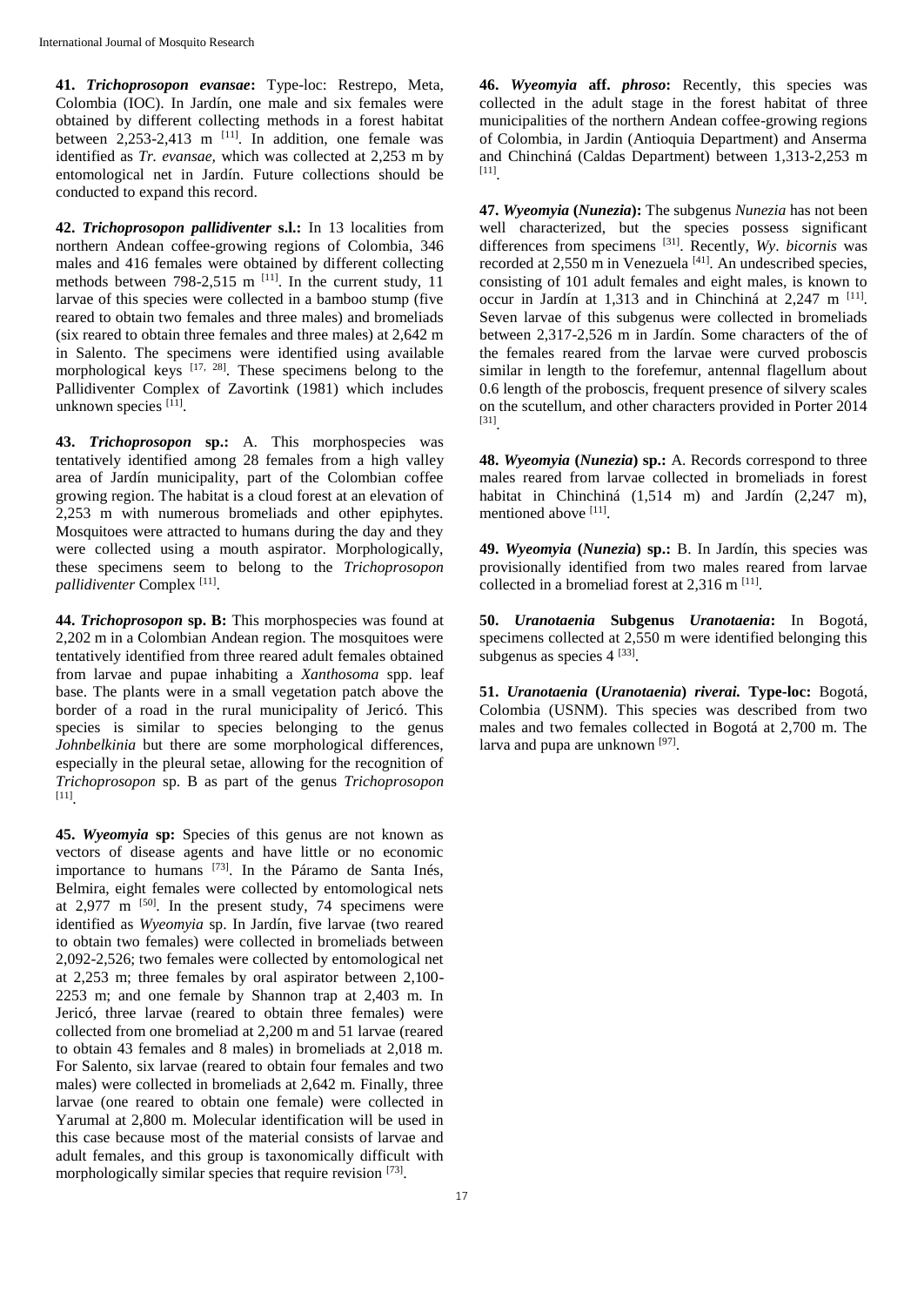**41. *Trichoprosopon evansae*:** Type-loc: Restrepo, Meta, Colombia (IOC). In Jardín, one male and six females were obtained by different collecting methods in a forest habitat between 2,253-2,413 m [11]. In addition, one female was identified as *Tr. evansae,* which was collected at 2,253 m by entomological net in Jardín. Future collections should be conducted to expand this record.

**42. *Trichoprosopon pallidiventer* s.l.:** In 13 localities from northern Andean coffee-growing regions of Colombia, 346 males and 416 females were obtained by different collecting methods between 798-2,515 m [11]. In the current study, 11 larvae of this species were collected in a bamboo stump (five reared to obtain two females and three males) and bromeliads (six reared to obtain three females and three males) at 2,642 m in Salento. The specimens were identified using available morphological keys [17, 28]. These specimens belong to the Pallidiventer Complex of Zavortink (1981) which includes unknown species [11].

**43. *Trichoprosopon* sp.:** A. This morphospecies was tentatively identified among 28 females from a high valley area of Jardín municipality, part of the Colombian coffee growing region. The habitat is a cloud forest at an elevation of 2,253 m with numerous bromeliads and other epiphytes. Mosquitoes were attracted to humans during the day and they were collected using a mouth aspirator. Morphologically, these specimens seem to belong to the *Trichoprosopon pallidiventer* Complex [11].

**44. *Trichoprosopon* sp. B:** This morphospecies was found at 2,202 m in a Colombian Andean region. The mosquitoes were tentatively identified from three reared adult females obtained from larvae and pupae inhabiting a *Xanthosoma* spp. leaf base. The plants were in a small vegetation patch above the border of a road in the rural municipality of Jericó. This species is similar to species belonging to the genus *Johnbelkinia* but there are some morphological differences, especially in the pleural setae, allowing for the recognition of *Trichoprosopon* sp. B as part of the genus *Trichoprosopon* [11].

**45. *Wyeomyia* sp:** Species of this genus are not known as vectors of disease agents and have little or no economic importance to humans [73]. In the Páramo de Santa Inés, Belmira, eight females were collected by entomological nets at 2,977 m [50]. In the present study, 74 specimens were identified as *Wyeomyia* sp. In Jardín, five larvae (two reared to obtain two females) were collected in bromeliads between 2,092-2,526; two females were collected by entomological net at 2,253 m; three females by oral aspirator between 2,100-2253 m; and one female by Shannon trap at 2,403 m. In Jericó, three larvae (reared to obtain three females) were collected from one bromeliad at 2,200 m and 51 larvae (reared to obtain 43 females and 8 males) in bromeliads at 2,018 m. For Salento, six larvae (reared to obtain four females and two males) were collected in bromeliads at 2,642 m. Finally, three larvae (one reared to obtain one female) were collected in Yarumal at 2,800 m. Molecular identification will be used in this case because most of the material consists of larvae and adult females, and this group is taxonomically difficult with morphologically similar species that require revision [73].

**46. *Wyeomyia* aff. *phroso*:** Recently, this species was collected in the adult stage in the forest habitat of three municipalities of the northern Andean coffee-growing regions of Colombia, in Jardin (Antioquia Department) and Anserma and Chinchiná (Caldas Department) between 1,313-2,253 m [11].

**47. *Wyeomyia* (*Nunezia*):** The subgenus *Nunezia* has not been well characterized, but the species possess significant differences from specimens [31]. Recently, *Wy. bicornis* was recorded at 2,550 m in Venezuela [41]. An undescribed species, consisting of 101 adult females and eight males, is known to occur in Jardín at 1,313 and in Chinchiná at 2,247 m [11]. Seven larvae of this subgenus were collected in bromeliads between 2,317-2,526 m in Jardín. Some characters of the of the females reared from the larvae were curved proboscis similar in length to the forefemur, antennal flagellum about 0.6 length of the proboscis, frequent presence of silvery scales on the scutellum, and other characters provided in Porter 2014 [31].

**48. *Wyeomyia* (*Nunezia*) sp.:** A. Records correspond to three males reared from larvae collected in bromeliads in forest habitat in Chinchiná (1,514 m) and Jardín (2,247 m), mentioned above [11].

**49. *Wyeomyia* (*Nunezia*) sp.:** B. In Jardín, this species was provisionally identified from two males reared from larvae collected in a bromeliad forest at 2,316 m [11].

**50. *Uranotaenia* Subgenus *Uranotaenia*:** In Bogotá, specimens collected at 2,550 m were identified belonging this subgenus as species 4 [33].

**51. *Uranotaenia* (*Uranotaenia*) *riverai.* Type-loc:** Bogotá, Colombia (USNM). This species was described from two males and two females collected in Bogotá at 2,700 m. The larva and pupa are unknown [97].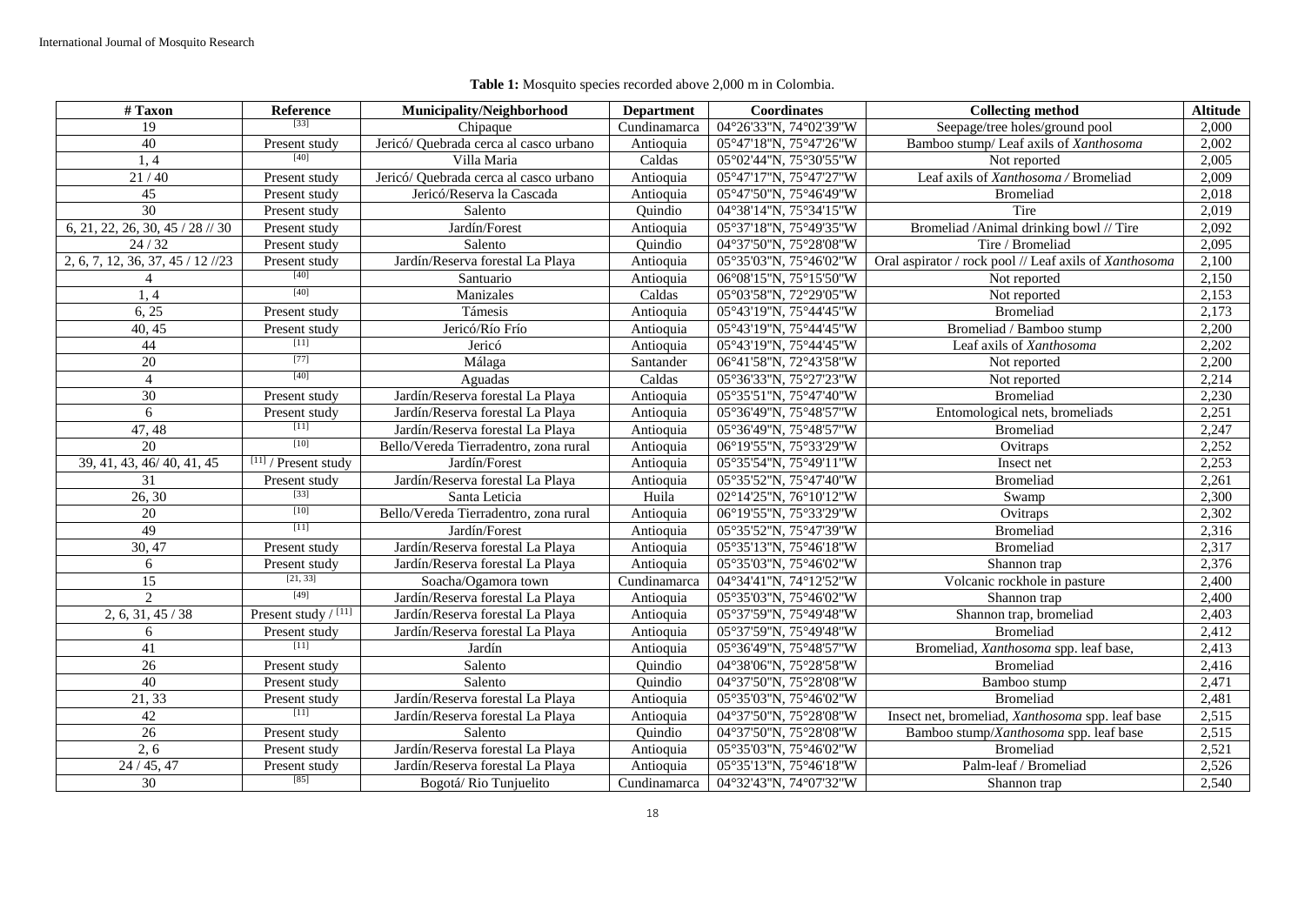**Table 1:** Mosquito species recorded above 2,000 m in Colombia.

| # Taxon | Reference | Municipality/Neighborhood | Department | Coordinates | Collecting method | Altitude |
|---|---|---|---|---|---|---|
| 19 | [33] | Chipaque | Cundinamarca | 04°26'33"N, 74°02'39"W | Seepage/tree holes/ground pool | 2,000 |
| 40 | Present study | Jericó/ Quebrada cerca al casco urbano | Antioquia | 05°47'18"N, 75°47'26"W | Bamboo stump/ Leaf axils of *Xanthosoma* | 2,002 |
| 1, 4 | [40] | Villa Maria | Caldas | 05°02'44"N, 75°30'55"W | Not reported | 2,005 |
| 21 / 40 | Present study | Jericó/ Quebrada cerca al casco urbano | Antioquia | 05°47'17"N, 75°47'27"W | Leaf axils of *Xanthosoma* / Bromeliad | 2,009 |
| 45 | Present study | Jericó/Reserva la Cascada | Antioquia | 05°47'50"N, 75°46'49"W | Bromeliad | 2,018 |
| 30 | Present study | Salento | Quindio | 04°38'14"N, 75°34'15"W | Tire | 2,019 |
| 6, 21, 22, 26, 30, 45 / 28 // 30 | Present study | Jardín/Forest | Antioquia | 05°37'18"N, 75°49'35"W | Bromeliad /Animal drinking bowl // Tire | 2,092 |
| 24 / 32 | Present study | Salento | Quindio | 04°37'50"N, 75°28'08"W | Tire / Bromeliad | 2,095 |
| 2, 6, 7, 12, 36, 37, 45 / 12 //23 | Present study | Jardín/Reserva forestal La Playa | Antioquia | 05°35'03"N, 75°46'02"W | Oral aspirator / rock pool // Leaf axils of *Xanthosoma* | 2,100 |
| 4 | [40] | Santuario | Antioquia | 06°08'15"N, 75°15'50"W | Not reported | 2,150 |
| 1, 4 | [40] | Manizales | Caldas | 05°03'58"N, 72°29'05"W | Not reported | 2,153 |
| 6, 25 | Present study | Támesis | Antioquia | 05°43'19"N, 75°44'45"W | Bromeliad | 2,173 |
| 40, 45 | Present study | Jericó/Río Frío | Antioquia | 05°43'19"N, 75°44'45"W | Bromeliad / Bamboo stump | 2,200 |
| 44 | [11] | Jericó | Antioquia | 05°43'19"N, 75°44'45"W | Leaf axils of *Xanthosoma* | 2,202 |
| 20 | [77] | Málaga | Santander | 06°41'58"N, 72°43'58"W | Not reported | 2,200 |
| 4 | [40] | Aguadas | Caldas | 05°36'33"N, 75°27'23"W | Not reported | 2,214 |
| 30 | Present study | Jardín/Reserva forestal La Playa | Antioquia | 05°35'51"N, 75°47'40"W | Bromeliad | 2,230 |
| 6 | Present study | Jardín/Reserva forestal La Playa | Antioquia | 05°36'49"N, 75°48'57"W | Entomological nets, bromeliads | 2,251 |
| 47, 48 | [11] | Jardín/Reserva forestal La Playa | Antioquia | 05°36'49"N, 75°48'57"W | Bromeliad | 2,247 |
| 20 | [10] | Bello/Vereda Tierradentro, zona rural | Antioquia | 06°19'55"N, 75°33'29"W | Ovitraps | 2,252 |
| 39, 41, 43, 46/ 40, 41, 45 | [11] / Present study | Jardín/Forest | Antioquia | 05°35'54"N, 75°49'11"W | Insect net | 2,253 |
| 31 | Present study | Jardín/Reserva forestal La Playa | Antioquia | 05°35'52"N, 75°47'40"W | Bromeliad | 2,261 |
| 26, 30 | [33] | Santa Leticia | Huila | 02°14'25"N, 76°10'12"W | Swamp | 2,300 |
| 20 | [10] | Bello/Vereda Tierradentro, zona rural | Antioquia | 06°19'55"N, 75°33'29"W | Ovitraps | 2,302 |
| 49 | [11] | Jardín/Forest | Antioquia | 05°35'52"N, 75°47'39"W | Bromeliad | 2,316 |
| 30, 47 | Present study | Jardín/Reserva forestal La Playa | Antioquia | 05°35'13"N, 75°46'18"W | Bromeliad | 2,317 |
| 6 | Present study | Jardín/Reserva forestal La Playa | Antioquia | 05°35'03"N, 75°46'02"W | Shannon trap | 2,376 |
| 15 | [21, 33] | Soacha/Ogamora town | Cundinamarca | 04°34'41"N, 74°12'52"W | Volcanic rockhole in pasture | 2,400 |
| 2 | [49] | Jardín/Reserva forestal La Playa | Antioquia | 05°35'03"N, 75°46'02"W | Shannon trap | 2,400 |
| 2, 6, 31, 45 / 38 | Present study / [11] | Jardín/Reserva forestal La Playa | Antioquia | 05°37'59"N, 75°49'48"W | Shannon trap, bromeliad | 2,403 |
| 6 | Present study | Jardín/Reserva forestal La Playa | Antioquia | 05°37'59"N, 75°49'48"W | Bromeliad | 2,412 |
| 41 | [11] | Jardín | Antioquia | 05°36'49"N, 75°48'57"W | Bromeliad, *Xanthosoma* spp. leaf base, | 2,413 |
| 26 | Present study | Salento | Quindio | 04°38'06"N, 75°28'58"W | Bromeliad | 2,416 |
| 40 | Present study | Salento | Quindio | 04°37'50"N, 75°28'08"W | Bamboo stump | 2,471 |
| 21, 33 | Present study | Jardín/Reserva forestal La Playa | Antioquia | 05°35'03"N, 75°46'02"W | Bromeliad | 2,481 |
| 42 | [11] | Jardín/Reserva forestal La Playa | Antioquia | 04°37'50"N, 75°28'08"W | Insect net, bromeliad, *Xanthosoma* spp. leaf base | 2,515 |
| 26 | Present study | Salento | Quindio | 04°37'50"N, 75°28'08"W | Bamboo stump/*Xanthosoma* spp. leaf base | 2,515 |
| 2, 6 | Present study | Jardín/Reserva forestal La Playa | Antioquia | 05°35'03"N, 75°46'02"W | Bromeliad | 2,521 |
| 24 / 45, 47 | Present study | Jardín/Reserva forestal La Playa | Antioquia | 05°35'13"N, 75°46'18"W | Palm-leaf / Bromeliad | 2,526 |
| 30 | [85] | Bogotá/ Rio Tunjuelito | Cundinamarca | 04°32'43"N, 74°07'32"W | Shannon trap | 2,540 |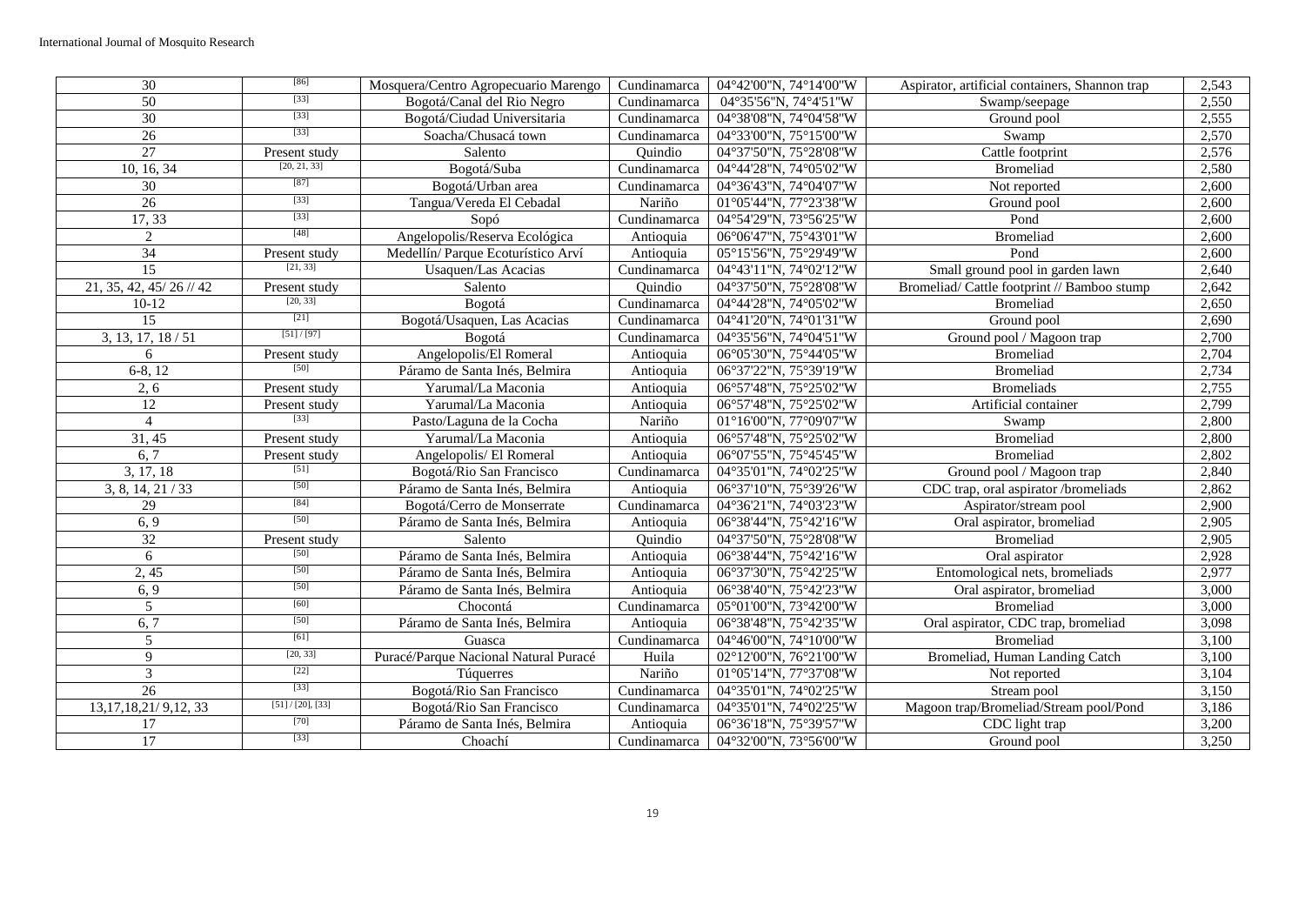| 30 | [86] | Mosquera/Centro Agropecuario Marengo | Cundinamarca | 04°42'00"N, 74°14'00"W | Aspirator, artificial containers, Shannon trap | 2,543 |
|---|---|---|---|---|---|---|
| 50 | [33] | Bogotá/Canal del Rio Negro | Cundinamarca | 04°35'56"N, 74°4'51"W | Swamp/seepage | 2,550 |
| 30 | [33] | Bogotá/Ciudad Universitaria | Cundinamarca | 04°38'08"N, 74°04'58"W | Ground pool | 2,555 |
| 26 | [33] | Soacha/Chusacá town | Cundinamarca | 04°33'00"N, 75°15'00"W | Swamp | 2,570 |
| 27 | Present study | Salento | Quindio | 04°37'50"N, 75°28'08"W | Cattle footprint | 2,576 |
| 10, 16, 34 | [20, 21, 33] | Bogotá/Suba | Cundinamarca | 04°44'28"N, 74°05'02"W | Bromeliad | 2,580 |
| 30 | [87] | Bogotá/Urban area | Cundinamarca | 04°36'43"N, 74°04'07"W | Not reported | 2,600 |
| 26 | [33] | Tangua/Vereda El Cebadal | Nariño | 01°05'44"N, 77°23'38"W | Ground pool | 2,600 |
| 17, 33 | [33] | Sopó | Cundinamarca | 04°54'29"N, 73°56'25"W | Pond | 2,600 |
| 2 | [48] | Angelopolis/Reserva Ecológica | Antioquia | 06°06'47"N, 75°43'01"W | Bromeliad | 2,600 |
| 34 | Present study | Medellín/ Parque Ecoturístico Arví | Antioquia | 05°15'56"N, 75°29'49"W | Pond | 2,600 |
| 15 | [21, 33] | Usaquen/Las Acacias | Cundinamarca | 04°43'11"N, 74°02'12"W | Small ground pool in garden lawn | 2,640 |
| 21, 35, 42, 45/ 26 // 42 | Present study | Salento | Quindio | 04°37'50"N, 75°28'08"W | Bromeliad/ Cattle footprint // Bamboo stump | 2,642 |
| 10-12 | [20, 33] | Bogotá | Cundinamarca | 04°44'28"N, 74°05'02"W | Bromeliad | 2,650 |
| 15 | [21] | Bogotá/Usaquen, Las Acacias | Cundinamarca | 04°41'20"N, 74°01'31"W | Ground pool | 2,690 |
| 3, 13, 17, 18 / 51 | [51] / [97] | Bogotá | Cundinamarca | 04°35'56"N, 74°04'51"W | Ground pool / Magoon trap | 2,700 |
| 6 | Present study | Angelopolis/El Romeral | Antioquia | 06°05'30"N, 75°44'05"W | Bromeliad | 2,704 |
| 6-8, 12 | [50] | Páramo de Santa Inés, Belmira | Antioquia | 06°37'22"N, 75°39'19"W | Bromeliad | 2,734 |
| 2, 6 | Present study | Yarumal/La Maconia | Antioquia | 06°57'48"N, 75°25'02"W | Bromeliads | 2,755 |
| 12 | Present study | Yarumal/La Maconia | Antioquia | 06°57'48"N, 75°25'02"W | Artificial container | 2,799 |
| 4 | [33] | Pasto/Laguna de la Cocha | Nariño | 01°16'00"N, 77°09'07"W | Swamp | 2,800 |
| 31, 45 | Present study | Yarumal/La Maconia | Antioquia | 06°57'48"N, 75°25'02"W | Bromeliad | 2,800 |
| 6, 7 | Present study | Angelopolis/ El Romeral | Antioquia | 06°07'55"N, 75°45'45"W | Bromeliad | 2,802 |
| 3, 17, 18 | [51] | Bogotá/Rio San Francisco | Cundinamarca | 04°35'01"N, 74°02'25"W | Ground pool / Magoon trap | 2,840 |
| 3, 8, 14, 21 / 33 | [50] | Páramo de Santa Inés, Belmira | Antioquia | 06°37'10"N, 75°39'26"W | CDC trap, oral aspirator /bromeliads | 2,862 |
| 29 | [84] | Bogotá/Cerro de Monserrate | Cundinamarca | 04°36'21"N, 74°03'23"W | Aspirator/stream pool | 2,900 |
| 6, 9 | [50] | Páramo de Santa Inés, Belmira | Antioquia | 06°38'44"N, 75°42'16"W | Oral aspirator, bromeliad | 2,905 |
| 32 | Present study | Salento | Quindio | 04°37'50"N, 75°28'08"W | Bromeliad | 2,905 |
| 6 | [50] | Páramo de Santa Inés, Belmira | Antioquia | 06°38'44"N, 75°42'16"W | Oral aspirator | 2,928 |
| 2, 45 | [50] | Páramo de Santa Inés, Belmira | Antioquia | 06°37'30"N, 75°42'25"W | Entomological nets, bromeliads | 2,977 |
| 6, 9 | [50] | Páramo de Santa Inés, Belmira | Antioquia | 06°38'40"N, 75°42'23"W | Oral aspirator, bromeliad | 3,000 |
| 5 | [60] | Chocontá | Cundinamarca | 05°01'00"N, 73°42'00"W | Bromeliad | 3,000 |
| 6, 7 | [50] | Páramo de Santa Inés, Belmira | Antioquia | 06°38'48"N, 75°42'35"W | Oral aspirator, CDC trap, bromeliad | 3,098 |
| 5 | [61] | Guasca | Cundinamarca | 04°46'00"N, 74°10'00"W | Bromeliad | 3,100 |
| 9 | [20, 33] | Puracé/Parque Nacional Natural Puracé | Huila | 02°12'00"N, 76°21'00"W | Bromeliad, Human Landing Catch | 3,100 |
| 3 | [22] | Túquerres | Nariño | 01°05'14"N, 77°37'08"W | Not reported | 3,104 |
| 26 | [33] | Bogotá/Rio San Francisco | Cundinamarca | 04°35'01"N, 74°02'25"W | Stream pool | 3,150 |
| 13,17,18,21/ 9,12, 33 | [51] / [20], [33] | Bogotá/Rio San Francisco | Cundinamarca | 04°35'01"N, 74°02'25"W | Magoon trap/Bromeliad/Stream pool/Pond | 3,186 |
| 17 | [70] | Páramo de Santa Inés, Belmira | Antioquia | 06°36'18"N, 75°39'57"W | CDC light trap | 3,200 |
| 17 | [33] | Choachí | Cundinamarca | 04°32'00"N, 73°56'00"W | Ground pool | 3,250 |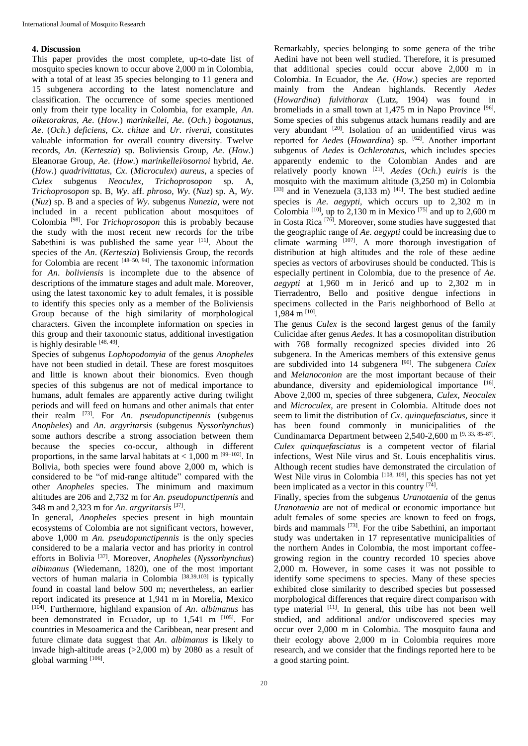## 4. Discussion

This paper provides the most complete, up-to-date list of mosquito species known to occur above 2,000 m in Colombia, with a total of at least 35 species belonging to 11 genera and 15 subgenera according to the latest nomenclature and classification. The occurrence of some species mentioned only from their type locality in Colombia, for example, *An*. *oiketorakras*, *Ae*. (*How*.) *marinkellei*, *Ae*. (*Och*.) *bogotanus*, *Ae*. (*Och*.) *deficiens*, *Cx*. *chitae* and *Ur*. *riverai*, constitutes valuable information for overall country diversity. Twelve records, *An*. (*Kerteszia*) sp. Boliviensis Group, *Ae*. (*How*.) Eleanorae Group, *Ae*. (*How*.) *marinkellei/osornoi* hybrid, *Ae*. (*How*.) *quadrivittatus*, *Cx*. (*Microculex*) *aureus*, a species of *Culex* subgenus *Neoculex*, *Trichoprosopon* sp. A, *Trichoprosopon* sp. B, *Wy*. aff. *phroso*, *Wy*. (*Nuz*) sp. A, *Wy*. (*Nuz*) sp. B and a species of *Wy*. subgenus *Nunezia*, were not included in a recent publication about mosquitoes of Colombia [98]. For *Trichoprosopon* this is probably because the study with the most recent new records for the tribe Sabethini was published the same year [11]. About the species of the *An*. (*Kerteszia*) Boliviensis Group, the records for Colombia are recent [48–50, 94]. The taxonomic information for *An*. *boliviensis* is incomplete due to the absence of descriptions of the immature stages and adult male. Moreover, using the latest taxonomic key to adult females, it is possible to identify this species only as a member of the Boliviensis Group because of the high similarity of morphological characters. Given the incomplete information on species in this group and their taxonomic status, additional investigation is highly desirable [48, 49].

Species of subgenus *Lophopodomyia* of the genus *Anopheles* have not been studied in detail. These are forest mosquitoes and little is known about their bionomics. Even though species of this subgenus are not of medical importance to humans, adult females are apparently active during twilight periods and will feed on humans and other animals that enter their realm [73]. For *An*. *pseudopunctipennis* (subgenus *Anopheles*) and *An*. *argyritarsis* (subgenus *Nyssorhynchus*) some authors describe a strong association between them because the species co-occur, although in different proportions, in the same larval habitats at < 1,000 m [99–102]. In Bolivia, both species were found above 2,000 m, which is considered to be "of mid-range altitude" compared with the other *Anopheles* species. The minimum and maximum altitudes are 206 and 2,732 m for *An*. *pseudopunctipennis* and 348 m and 2,323 m for *An*. *argyritarsis* [37].

In general, *Anopheles* species present in high mountain ecosystems of Colombia are not significant vectors, however, above 1,000 m *An. pseudopunctipennis* is the only species considered to be a malaria vector and has priority in control efforts in Bolivia [37]. Moreover, *Anopheles* (*Nyssorhynchus*) *albimanus* (Wiedemann, 1820), one of the most important vectors of human malaria in Colombia [38,39,103] is typically found in coastal land below 500 m; nevertheless, an earlier report indicated its presence at 1,941 m in Morelia, Mexico [104]. Furthermore, highland expansion of *An*. *albimanus* has been demonstrated in Ecuador, up to 1,541 m [105]. For countries in Mesoamerica and the Caribbean, near present and future climate data suggest that *An*. *albimanus* is likely to invade high-altitude areas (>2,000 m) by 2080 as a result of global warming [106].

Remarkably, species belonging to some genera of the tribe Aedini have not been well studied. Therefore, it is presumed that additional species could occur above 2,000 m in Colombia. In Ecuador, the *Ae*. (*How*.) species are reported mainly from the Andean highlands. Recently *Aedes* (*Howardina*) *fulvithorax* (Lutz, 1904) was found in bromeliads in a small town at 1,475 m in Napo Province [96]. Some species of this subgenus attack humans readily and are very abundant [20]. Isolation of an unidentified virus was reported for *Aedes* (*Howardina*) sp. [62]. Another important subgenus of *Aedes* is *Ochlerotatus*, which includes species apparently endemic to the Colombian Andes and are relatively poorly known [21]. *Aedes* (*Och*.) *euiris* is the mosquito with the maximum altitude (3,250 m) in Colombia [33] and in Venezuela (3,133 m) [41]. The best studied aedine species is *Ae*. *aegypti*, which occurs up to 2,302 m in Colombia [10], up to 2,130 m in Mexico [75] and up to 2,600 m in Costa Rica [76]. Moreover, some studies have suggested that the geographic range of *Ae*. *aegypti* could be increasing due to climate warming [107]. A more thorough investigation of distribution at high altitudes and the role of these aedine species as vectors of arboviruses should be conducted. This is especially pertinent in Colombia, due to the presence of *Ae*. *aegypti* at 1,960 m in Jericó and up to 2,302 m in Tierradentro, Bello and positive dengue infections in specimens collected in the Paris neighborhood of Bello at 1,984 m [10].

The genus *Culex* is the second largest genus of the family Culicidae after genus *Aedes*. It has a cosmopolitan distribution with 768 formally recognized species divided into 26 subgenera. In the Americas members of this extensive genus are subdivided into 14 subgenera [90]. The subgenera *Culex* and *Melanoconion* are the most important because of their abundance, diversity and epidemiological importance [16]. Above 2,000 m, species of three subgenera, *Culex*, *Neoculex* and *Microculex*, are present in Colombia. Altitude does not seem to limit the distribution of *Cx*. *quinquefasciatus*, since it has been found commonly in municipalities of the Cundinamarca Department between 2,540-2,600 m [9, 33, 85–87]. *Culex quinquefasciatus* is a competent vector of filarial infections, West Nile virus and St. Louis encephalitis virus. Although recent studies have demonstrated the circulation of West Nile virus in Colombia [108, 109], this species has not yet been implicated as a vector in this country [74].

Finally, species from the subgenus *Uranotaenia* of the genus *Uranotaenia* are not of medical or economic importance but adult females of some species are known to feed on frogs, birds and mammals [73]. For the tribe Sabethini, an important study was undertaken in 17 representative municipalities of the northern Andes in Colombia, the most important coffee-growing region in the country recorded 10 species above 2,000 m. However, in some cases it was not possible to identify some specimens to species. Many of these species exhibited close similarity to described species but possessed morphological differences that require direct comparison with type material [11]. In general, this tribe has not been well studied, and additional and/or undiscovered species may occur over 2,000 m in Colombia. The mosquito fauna and their ecology above 2,000 m in Colombia requires more research, and we consider that the findings reported here to be a good starting point.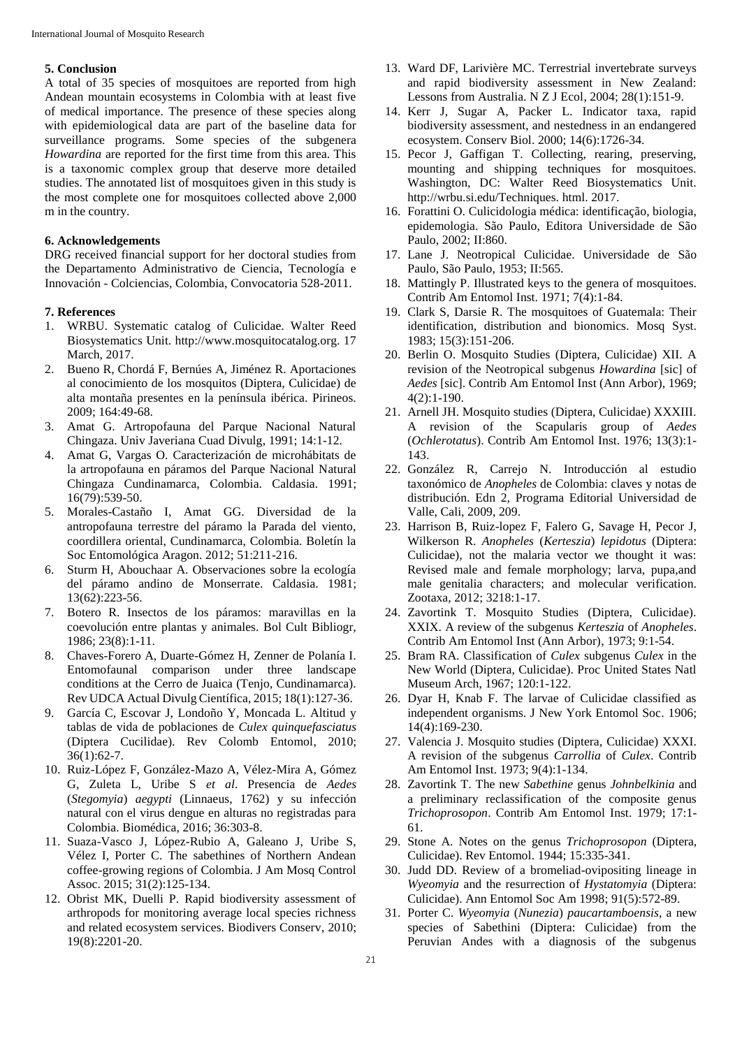## 5. Conclusion

A total of 35 species of mosquitoes are reported from high Andean mountain ecosystems in Colombia with at least five of medical importance. The presence of these species along with epidemiological data are part of the baseline data for surveillance programs. Some species of the subgenera *Howardina* are reported for the first time from this area. This is a taxonomic complex group that deserve more detailed studies. The annotated list of mosquitoes given in this study is the most complete one for mosquitoes collected above 2,000 m in the country.

## 6. Acknowledgements

DRG received financial support for her doctoral studies from the Departamento Administrativo de Ciencia, Tecnología e Innovación - Colciencias, Colombia, Convocatoria 528-2011.

## 7. References

1. WRBU. Systematic catalog of Culicidae. Walter Reed Biosystematics Unit. http://www.mosquitocatalog.org. 17 March, 2017.
2. Bueno R, Chordá F, Bernúes A, Jiménez R. Aportaciones al conocimiento de los mosquitos (Diptera, Culicidae) de alta montaña presentes en la península ibérica. Pirineos. 2009; 164:49-68.
3. Amat G. Artropofauna del Parque Nacional Natural Chingaza. Univ Javeriana Cuad Divulg, 1991; 14:1-12.
4. Amat G, Vargas O. Caracterización de microhábitats de la artropofauna en páramos del Parque Nacional Natural Chingaza Cundinamarca, Colombia. Caldasia. 1991; 16(79):539-50.
5. Morales-Castaño I, Amat GG. Diversidad de la antropofauna terrestre del páramo la Parada del viento, coordillera oriental, Cundinamarca, Colombia. Boletín la Soc Entomológica Aragon. 2012; 51:211-216.
6. Sturm H, Abouchaar A. Observaciones sobre la ecología del páramo andino de Monserrate. Caldasia. 1981; 13(62):223-56.
7. Botero R. Insectos de los páramos: maravillas en la coevolución entre plantas y animales. Bol Cult Bibliogr, 1986; 23(8):1-11.
8. Chaves-Forero A, Duarte-Gómez H, Zenner de Polanía I. Entomofaunal comparison under three landscape conditions at the Cerro de Juaica (Tenjo, Cundinamarca). Rev UDCA Actual Divulg Científica, 2015; 18(1):127-36.
9. García C, Escovar J, Londoño Y, Moncada L. Altitud y tablas de vida de poblaciones de *Culex quinquefasciatus* (Diptera Cucilidae). Rev Colomb Entomol, 2010; 36(1):62-7.
10. Ruiz-López F, González-Mazo A, Vélez-Mira A, Gómez G, Zuleta L, Uribe S *et al*. Presencia de *Aedes* (*Stegomyia*) *aegypti* (Linnaeus, 1762) y su infección natural con el virus dengue en alturas no registradas para Colombia. Biomédica, 2016; 36:303-8.
11. Suaza-Vasco J, López-Rubio A, Galeano J, Uribe S, Vélez I, Porter C. The sabethines of Northern Andean coffee-growing regions of Colombia. J Am Mosq Control Assoc. 2015; 31(2):125-134.
12. Obrist MK, Duelli P. Rapid biodiversity assessment of arthropods for monitoring average local species richness and related ecosystem services. Biodivers Conserv, 2010; 19(8):2201-20.
13. Ward DF, Larivière MC. Terrestrial invertebrate surveys and rapid biodiversity assessment in New Zealand: Lessons from Australia. N Z J Ecol, 2004; 28(1):151-9.
14. Kerr J, Sugar A, Packer L. Indicator taxa, rapid biodiversity assessment, and nestedness in an endangered ecosystem. Conserv Biol. 2000; 14(6):1726-34.
15. Pecor J, Gaffigan T. Collecting, rearing, preserving, mounting and shipping techniques for mosquitoes. Washington, DC: Walter Reed Biosystematics Unit. http://wrbu.si.edu/Techniques. html. 2017.
16. Forattini O. Culicidologia médica: identificação, biologia, epidemologia. São Paulo, Editora Universidade de São Paulo, 2002; II:860.
17. Lane J. Neotropical Culicidae. Universidade de São Paulo, São Paulo, 1953; II:565.
18. Mattingly P. Illustrated keys to the genera of mosquitoes. Contrib Am Entomol Inst. 1971; 7(4):1-84.
19. Clark S, Darsie R. The mosquitoes of Guatemala: Their identification, distribution and bionomics. Mosq Syst. 1983; 15(3):151-206.
20. Berlin O. Mosquito Studies (Diptera, Culicidae) XII. A revision of the Neotropical subgenus *Howardina* [sic] of *Aedes* [sic]. Contrib Am Entomol Inst (Ann Arbor), 1969; 4(2):1-190.
21. Arnell JH. Mosquito studies (Diptera, Culicidae) XXXIII. A revision of the Scapularis group of *Aedes* (*Ochlerotatus*). Contrib Am Entomol Inst. 1976; 13(3):1-143.
22. González R, Carrejo N. Introducción al estudio taxonómico de *Anopheles* de Colombia: claves y notas de distribución. Edn 2, Programa Editorial Universidad de Valle, Cali, 2009, 209.
23. Harrison B, Ruiz-lopez F, Falero G, Savage H, Pecor J, Wilkerson R. *Anopheles* (*Kerteszia*) *lepidotus* (Diptera: Culicidae), not the malaria vector we thought it was: Revised male and female morphology; larva, pupa,and male genitalia characters; and molecular verification. Zootaxa, 2012; 3218:1-17.
24. Zavortink T. Mosquito Studies (Diptera, Culicidae). XXIX. A review of the subgenus *Kerteszia* of *Anopheles*. Contrib Am Entomol Inst (Ann Arbor), 1973; 9:1-54.
25. Bram RA. Classification of *Culex* subgenus *Culex* in the New World (Diptera, Culicidae). Proc United States Natl Museum Arch, 1967; 120:1-122.
26. Dyar H, Knab F. The larvae of Culicidae classified as independent organisms. J New York Entomol Soc. 1906; 14(4):169-230.
27. Valencia J. Mosquito studies (Diptera, Culicidae) XXXI. A revision of the subgenus *Carrollia* of *Culex*. Contrib Am Entomol Inst. 1973; 9(4):1-134.
28. Zavortink T. The new *Sabethine* genus *Johnbelkinia* and a preliminary reclassification of the composite genus *Trichoprosopon*. Contrib Am Entomol Inst. 1979; 17:1-61.
29. Stone A. Notes on the genus *Trichoprosopon* (Diptera, Culicidae). Rev Entomol. 1944; 15:335-341.
30. Judd DD. Review of a bromeliad-ovipositing lineage in *Wyeomyia* and the resurrection of *Hystatomyia* (Diptera: Culicidae). Ann Entomol Soc Am 1998; 91(5):572-89.
31. Porter C. *Wyeomyia* (*Nunezia*) *paucartamboensis*, a new species of Sabethini (Diptera: Culicidae) from the Peruvian Andes with a diagnosis of the subgenus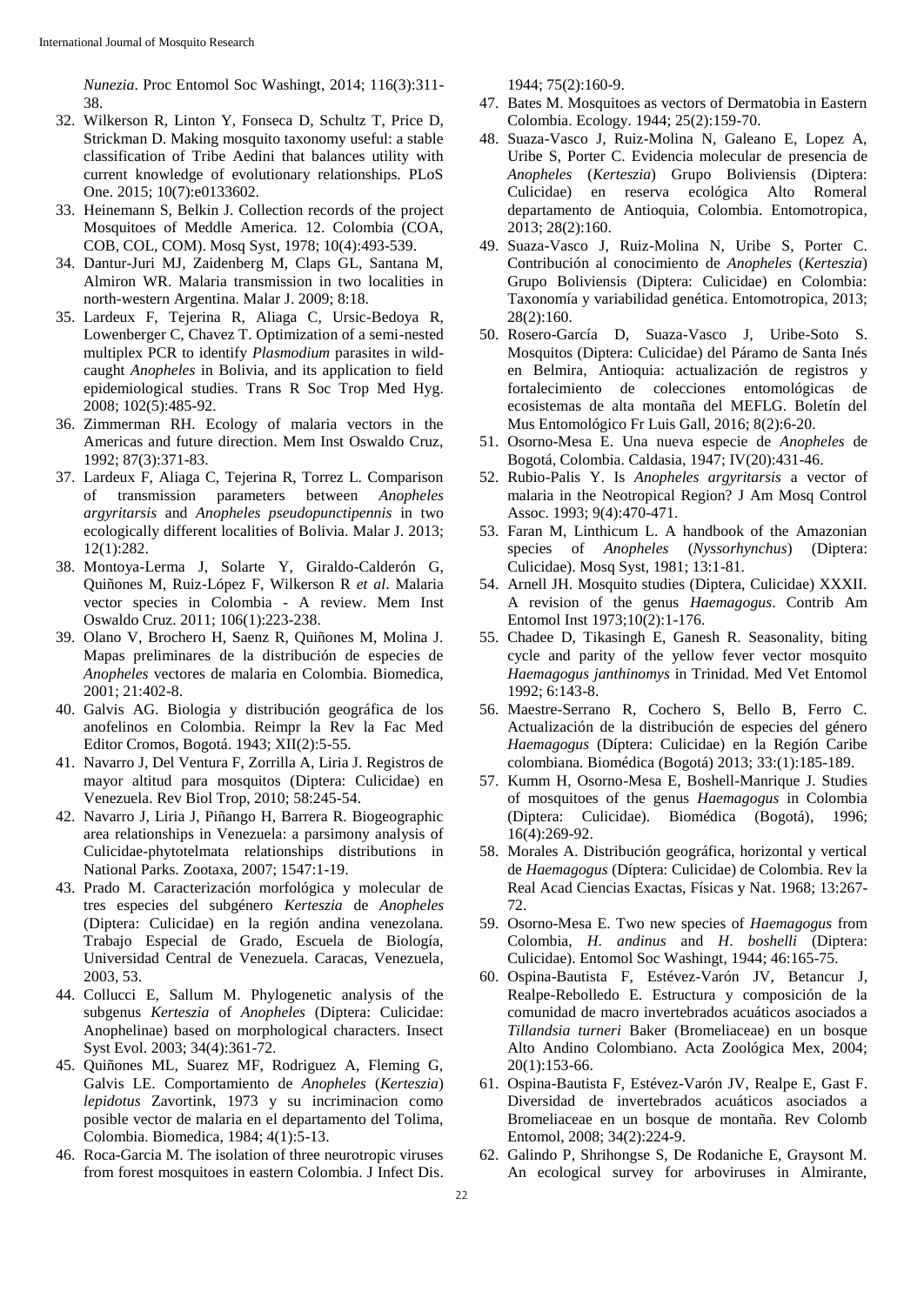*Nunezia*. Proc Entomol Soc Washingt, 2014; 116(3):311-38.

32. Wilkerson R, Linton Y, Fonseca D, Schultz T, Price D, Strickman D. Making mosquito taxonomy useful: a stable classification of Tribe Aedini that balances utility with current knowledge of evolutionary relationships. PLoS One. 2015; 10(7):e0133602.
33. Heinemann S, Belkin J. Collection records of the project Mosquitoes of Meddle America. 12. Colombia (COA, COB, COL, COM). Mosq Syst, 1978; 10(4):493-539.
34. Dantur-Juri MJ, Zaidenberg M, Claps GL, Santana M, Almiron WR. Malaria transmission in two localities in north-western Argentina. Malar J. 2009; 8:18.
35. Lardeux F, Tejerina R, Aliaga C, Ursic-Bedoya R, Lowenberger C, Chavez T. Optimization of a semi-nested multiplex PCR to identify *Plasmodium* parasites in wild-caught *Anopheles* in Bolivia, and its application to field epidemiological studies. Trans R Soc Trop Med Hyg. 2008; 102(5):485-92.
36. Zimmerman RH. Ecology of malaria vectors in the Americas and future direction. Mem Inst Oswaldo Cruz, 1992; 87(3):371-83.
37. Lardeux F, Aliaga C, Tejerina R, Torrez L. Comparison of transmission parameters between *Anopheles argyritarsis* and *Anopheles pseudopunctipennis* in two ecologically different localities of Bolivia. Malar J. 2013; 12(1):282.
38. Montoya-Lerma J, Solarte Y, Giraldo-Calderón G, Quiñones M, Ruiz-López F, Wilkerson R *et al*. Malaria vector species in Colombia - A review. Mem Inst Oswaldo Cruz. 2011; 106(1):223-238.
39. Olano V, Brochero H, Saenz R, Quiñones M, Molina J. Mapas preliminares de la distribución de especies de *Anopheles* vectores de malaria en Colombia. Biomedica, 2001; 21:402-8.
40. Galvis AG. Biologia y distribución geográfica de los anofelinos en Colombia. Reimpr la Rev la Fac Med Editor Cromos, Bogotá. 1943; XII(2):5-55.
41. Navarro J, Del Ventura F, Zorrilla A, Liria J. Registros de mayor altitud para mosquitos (Diptera: Culicidae) en Venezuela. Rev Biol Trop, 2010; 58:245-54.
42. Navarro J, Liria J, Piñango H, Barrera R. Biogeographic area relationships in Venezuela: a parsimony analysis of Culicidae-phytotelmata relationships distributions in National Parks. Zootaxa, 2007; 1547:1-19.
43. Prado M. Caracterización morfológica y molecular de tres especies del subgénero *Kerteszia* de *Anopheles* (Diptera: Culicidae) en la región andina venezolana. Trabajo Especial de Grado, Escuela de Biología, Universidad Central de Venezuela. Caracas, Venezuela, 2003, 53.
44. Collucci E, Sallum M. Phylogenetic analysis of the subgenus *Kerteszia* of *Anopheles* (Diptera: Culicidae: Anophelinae) based on morphological characters. Insect Syst Evol. 2003; 34(4):361-72.
45. Quiñones ML, Suarez MF, Rodriguez A, Fleming G, Galvis LE. Comportamiento de *Anopheles* (*Kerteszia*) *lepidotus* Zavortink, 1973 y su incriminacion como posible vector de malaria en el departamento del Tolima, Colombia. Biomedica, 1984; 4(1):5-13.
46. Roca-Garcia M. The isolation of three neurotropic viruses from forest mosquitoes in eastern Colombia. J Infect Dis. 1944; 75(2):160-9.
47. Bates M. Mosquitoes as vectors of Dermatobia in Eastern Colombia. Ecology. 1944; 25(2):159-70.
48. Suaza-Vasco J, Ruiz-Molina N, Galeano E, Lopez A, Uribe S, Porter C. Evidencia molecular de presencia de *Anopheles* (*Kerteszia*) Grupo Boliviensis (Diptera: Culicidae) en reserva ecológica Alto Romeral departamento de Antioquia, Colombia. Entomotropica, 2013; 28(2):160.
49. Suaza-Vasco J, Ruiz-Molina N, Uribe S, Porter C. Contribución al conocimiento de *Anopheles* (*Kerteszia*) Grupo Boliviensis (Diptera: Culicidae) en Colombia: Taxonomía y variabilidad genética. Entomotropica, 2013; 28(2):160.
50. Rosero-García D, Suaza-Vasco J, Uribe-Soto S. Mosquitos (Diptera: Culicidae) del Páramo de Santa Inés en Belmira, Antioquia: actualización de registros y fortalecimiento de colecciones entomológicas de ecosistemas de alta montaña del MEFLG. Boletín del Mus Entomológico Fr Luis Gall, 2016; 8(2):6-20.
51. Osorno-Mesa E. Una nueva especie de *Anopheles* de Bogotá, Colombia. Caldasia, 1947; IV(20):431-46.
52. Rubio-Palis Y. Is *Anopheles argyritarsis* a vector of malaria in the Neotropical Region? J Am Mosq Control Assoc. 1993; 9(4):470-471.
53. Faran M, Linthicum L. A handbook of the Amazonian species of *Anopheles* (*Nyssorhynchus*) (Diptera: Culicidae). Mosq Syst, 1981; 13:1-81.
54. Arnell JH. Mosquito studies (Diptera, Culicidae) XXXII. A revision of the genus *Haemagogus*. Contrib Am Entomol Inst 1973;10(2):1-176.
55. Chadee D, Tikasingh E, Ganesh R. Seasonality, biting cycle and parity of the yellow fever vector mosquito *Haemagogus janthinomys* in Trinidad. Med Vet Entomol 1992; 6:143-8.
56. Maestre-Serrano R, Cochero S, Bello B, Ferro C. Actualización de la distribución de especies del género *Haemagogus* (Díptera: Culicidae) en la Región Caribe colombiana. Biomédica (Bogotá) 2013; 33:(1):185-189.
57. Kumm H, Osorno-Mesa E, Boshell-Manrique J. Studies of mosquitoes of the genus *Haemagogus* in Colombia (Diptera: Culicidae). Biomédica (Bogotá), 1996; 16(4):269-92.
58. Morales A. Distribución geográfica, horizontal y vertical de *Haemagogus* (Díptera: Culicidae) de Colombia. Rev la Real Acad Ciencias Exactas, Físicas y Nat. 1968; 13:267-72.
59. Osorno-Mesa E. Two new species of *Haemagogus* from Colombia, *H. andinus* and *H. boshelli* (Diptera: Culicidae). Entomol Soc Washingt, 1944; 46:165-75.
60. Ospina-Bautista F, Estévez-Varón JV, Betancur J, Realpe-Rebolledo E. Estructura y composición de la comunidad de macro invertebrados acuáticos asociados a *Tillandsia turneri* Baker (Bromeliaceae) en un bosque Alto Andino Colombiano. Acta Zoológica Mex, 2004; 20(1):153-66.
61. Ospina-Bautista F, Estévez-Varón JV, Realpe E, Gast F. Diversidad de invertebrados acuáticos asociados a Bromeliaceae en un bosque de montaña. Rev Colomb Entomol, 2008; 34(2):224-9.
62. Galindo P, Shrihongse S, De Rodaniche E, Graysont M. An ecological survey for arboviruses in Almirante,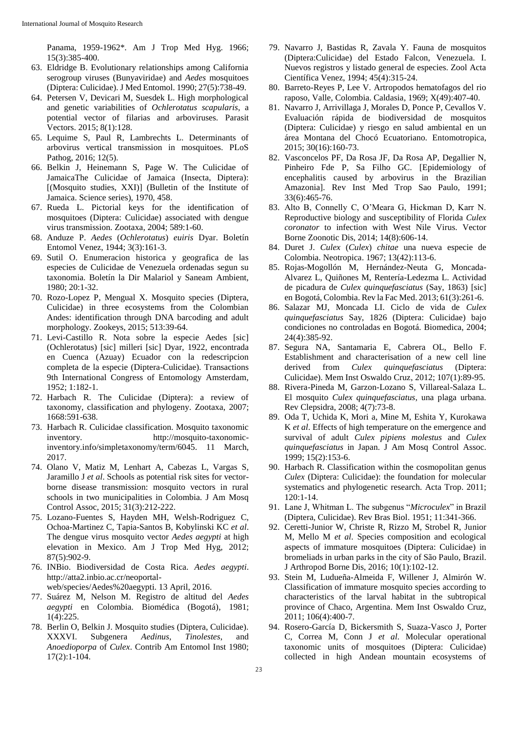Panama, 1959-1962*. Am J Trop Med Hyg. 1966; 15(3):385-400.

63. Eldridge B. Evolutionary relationships among California serogroup viruses (Bunyaviridae) and *Aedes* mosquitoes (Diptera: Culicidae). J Med Entomol. 1990; 27(5):738-49.
64. Petersen V, Devicari M, Suesdek L. High morphological and genetic variabilities of *Ochlerotatus scapularis*, a potential vector of filarias and arboviruses. Parasit Vectors. 2015; 8(1):128.
65. Lequime S, Paul R, Lambrechts L. Determinants of arbovirus vertical transmission in mosquitoes. PLoS Pathog, 2016; 12(5).
66. Belkin J, Heinemann S, Page W. The Culicidae of JamaicaThe Culicidae of Jamaica (Insecta, Diptera): [(Mosquito studies, XXI)] (Bulletin of the Institute of Jamaica. Science series), 1970, 458.
67. Rueda L. Pictorial keys for the identification of mosquitoes (Diptera: Culicidae) associated with dengue virus transmission. Zootaxa, 2004; 589:1-60.
68. Anduze P. *Aedes* (*Ochlerotatus*) *euiris* Dyar. Boletín Entomol Venez, 1944; 3(3):161-3.
69. Sutil O. Enumeracion historica y geografica de las especies de Culicidae de Venezuela ordenadas segun su taxonomia. Boletín la Dir Malariol y Saneam Ambient, 1980; 20:1-32.
70. Rozo-Lopez P, Mengual X. Mosquito species (Diptera, Culicidae) in three ecosystems from the Colombian Andes: identification through DNA barcoding and adult morphology. Zookeys, 2015; 513:39-64.
71. Levi-Castillo R. Nota sobre la especie Aedes [sic] (Ochlerotatus) [sic] milleri [sic] Dyar, 1922, encontrada en Cuenca (Azuay) Ecuador con la redescripcion completa de la especie (Diptera-Culicidae). Transactions 9th International Congress of Entomology Amsterdam, 1952; 1:182-1.
72. Harbach R. The Culicidae (Diptera): a review of taxonomy, classification and phylogeny. Zootaxa, 2007; 1668:591-638.
73. Harbach R. Culicidae classification. Mosquito taxonomic inventory. http://mosquito-taxonomic-inventory.info/simpletaxonomy/term/6045. 11 March, 2017.
74. Olano V, Matiz M, Lenhart A, Cabezas L, Vargas S, Jaramillo J *et al*. Schools as potential risk sites for vector-borne disease transmission: mosquito vectors in rural schools in two municipalities in Colombia. J Am Mosq Control Assoc, 2015; 31(3):212-222.
75. Lozano-Fuentes S, Hayden MH, Welsh-Rodriguez C, Ochoa-Martinez C, Tapia-Santos B, Kobylinski KC *et al*. The dengue virus mosquito vector *Aedes aegypti* at high elevation in Mexico. Am J Trop Med Hyg, 2012; 87(5):902-9.
76. INBio. Biodiversidad de Costa Rica. *Aedes aegypti*. http://atta2.inbio.ac.cr/neoportal-web/species/Aedes%20aegypti. 13 April, 2016.
77. Suárez M, Nelson M. Registro de altitud del *Aedes aegypti* en Colombia. Biomédica (Bogotá), 1981; 1(4):225.
78. Berlin O, Belkin J. Mosquito studies (Diptera, Culicidae). XXXVI. Subgenera *Aedinus*, *Tinolestes*, and *Anoedioporpa* of *Culex*. Contrib Am Entomol Inst 1980; 17(2):1-104.
79. Navarro J, Bastidas R, Zavala Y. Fauna de mosquitos (Diptera:Culicidae) del Estado Falcon, Venezuela. I. Nuevos registros y listado general de especies. Zool Acta Científica Venez, 1994; 45(4):315-24.
80. Barreto-Reyes P, Lee V. Artropodos hematofagos del rio raposo, Valle, Colombia. Caldasia, 1969; X(49):407-40.
81. Navarro J, Arrivillaga J, Morales D, Ponce P, Cevallos V. Evaluación rápida de biodiversidad de mosquitos (Diptera: Culicidae) y riesgo en salud ambiental en un área Montana del Chocó Ecuatoriano. Entomotropica, 2015; 30(16):160-73.
82. Vasconcelos PF, Da Rosa JF, Da Rosa AP, Degallier N, Pinheiro Fde P, Sa Filho GC. [Epidemiology of encephalitis caused by arbovirus in the Brazilian Amazonia]. Rev Inst Med Trop Sao Paulo, 1991; 33(6):465-76.
83. Alto B, Connelly C, O'Meara G, Hickman D, Karr N. Reproductive biology and susceptibility of Florida *Culex coronator* to infection with West Nile Virus. Vector Borne Zoonotic Dis, 2014; 14(8):606-14.
84. Duret J. *Culex* (*Culex*) *chitae* una nueva especie de Colombia. Neotropica. 1967; 13(42):113-6.
85. Rojas-Mogollón M, Hernández-Neuta G, Moncada-Alvarez L, Quiñones M, Rentería-Ledezma L. Actividad de picadura de *Culex quinquefasciatus* (Say, 1863) [sic] en Bogotá, Colombia. Rev la Fac Med. 2013; 61(3):261-6.
86. Salazar MJ, Moncada LI. Ciclo de vida de *Culex quinquefasciatus* Say, 1826 (Diptera: Culicidae) bajo condiciones no controladas en Bogotá. Biomedica, 2004; 24(4):385-92.
87. Segura NA, Santamaria E, Cabrera OL, Bello F. Establishment and characterisation of a new cell line derived from *Culex quinquefasciatus* (Diptera: Culicidae). Mem Inst Oswaldo Cruz, 2012; 107(1):89-95.
88. Rivera-Pineda M, Garzon-Lozano S, Villareal-Salaza L. El mosquito *Culex quinquefasciatus*, una plaga urbana. Rev Clepsidra, 2008; 4(7):73-8.
89. Oda T, Uchida K, Mori a, Mine M, Eshita Y, Kurokawa K *et al*. Effects of high temperature on the emergence and survival of adult *Culex pipiens molestus* and *Culex quinquefasciatus* in Japan. J Am Mosq Control Assoc. 1999; 15(2):153-6.
90. Harbach R. Classification within the cosmopolitan genus *Culex* (Diptera: Culicidae): the foundation for molecular systematics and phylogenetic research. Acta Trop. 2011; 120:1-14.
91. Lane J, Whitman L. The subgenus "*Microculex*" in Brazil (Diptera, Culicidae). Rev Bras Biol. 1951; 11:341-366.
92. Ceretti-Junior W, Christe R, Rizzo M, Strobel R, Junior M, Mello M *et al*. Species composition and ecological aspects of immature mosquitoes (Diptera: Culicidae) in bromeliads in urban parks in the city of São Paulo, Brazil. J Arthropod Borne Dis, 2016; 10(1):102-12.
93. Stein M, Ludueña-Almeida F, Willener J, Almirón W. Classification of immature mosquito species according to characteristics of the larval habitat in the subtropical province of Chaco, Argentina. Mem Inst Oswaldo Cruz, 2011; 106(4):400-7.
94. Rosero-García D, Bickersmith S, Suaza-Vasco J, Porter C, Correa M, Conn J *et al*. Molecular operational taxonomic units of mosquitoes (Diptera: Culicidae) collected in high Andean mountain ecosystems of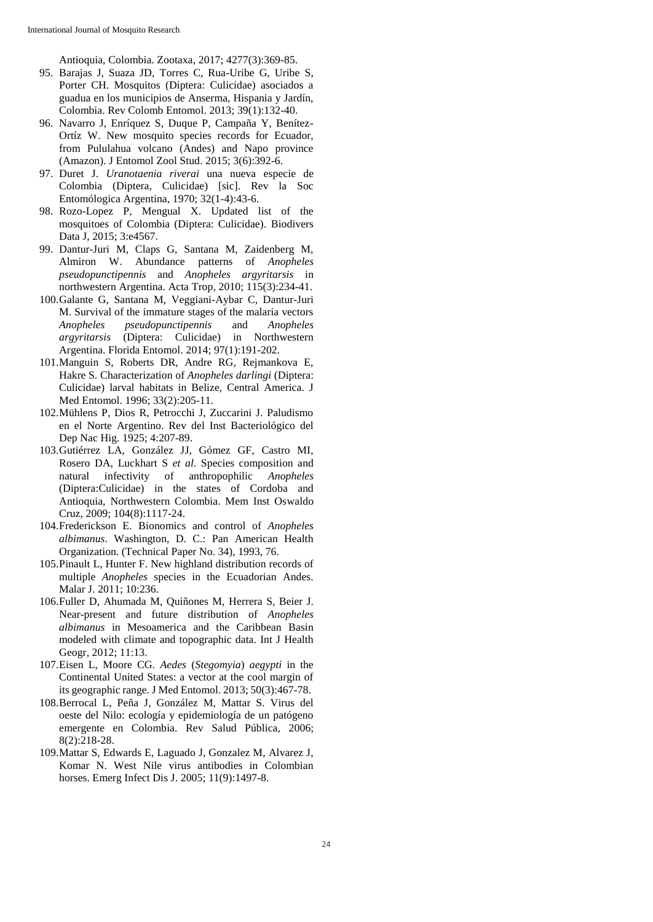Antioquia, Colombia. Zootaxa, 2017; 4277(3):369-85.

95. Barajas J, Suaza JD, Torres C, Rua-Uribe G, Uribe S, Porter CH. Mosquitos (Diptera: Culicidae) asociados a guadua en los municipios de Anserma, Hispania y Jardín, Colombia. Rev Colomb Entomol. 2013; 39(1):132-40.
96. Navarro J, Enríquez S, Duque P, Campaña Y, Benítez-Ortíz W. New mosquito species records for Ecuador, from Pululahua volcano (Andes) and Napo province (Amazon). J Entomol Zool Stud. 2015; 3(6):392-6.
97. Duret J. *Uranotaenia riverai* una nueva especie de Colombia (Diptera, Culicidae) [sic]. Rev la Soc Entomólogica Argentina, 1970; 32(1-4):43-6.
98. Rozo-Lopez P, Mengual X. Updated list of the mosquitoes of Colombia (Diptera: Culicidae). Biodivers Data J, 2015; 3:e4567.
99. Dantur-Juri M, Claps G, Santana M, Zaidenberg M, Almiron W. Abundance patterns of *Anopheles pseudopunctipennis* and *Anopheles argyritarsis* in northwestern Argentina. Acta Trop, 2010; 115(3):234-41.
100. Galante G, Santana M, Veggiani-Aybar C, Dantur-Juri M. Survival of the immature stages of the malaria vectors *Anopheles pseudopunctipennis* and *Anopheles argyritarsis* (Diptera: Culicidae) in Northwestern Argentina. Florida Entomol. 2014; 97(1):191-202.
101. Manguin S, Roberts DR, Andre RG, Rejmankova E, Hakre S. Characterization of *Anopheles darlingi* (Diptera: Culicidae) larval habitats in Belize, Central America. J Med Entomol. 1996; 33(2):205-11.
102. Mühlens P, Dios R, Petrocchi J, Zuccarini J. Paludismo en el Norte Argentino. Rev del Inst Bacteriológico del Dep Nac Hig. 1925; 4:207-89.
103. Gutiérrez LA, González JJ, Gómez GF, Castro MI, Rosero DA, Luckhart S *et al*. Species composition and natural infectivity of anthropophilic *Anopheles* (Diptera:Culicidae) in the states of Cordoba and Antioquia, Northwestern Colombia. Mem Inst Oswaldo Cruz, 2009; 104(8):1117-24.
104. Frederickson E. Bionomics and control of *Anopheles albimanus*. Washington, D. C.: Pan American Health Organization. (Technical Paper No. 34), 1993, 76.
105. Pinault L, Hunter F. New highland distribution records of multiple *Anopheles* species in the Ecuadorian Andes. Malar J. 2011; 10:236.
106. Fuller D, Ahumada M, Quiñones M, Herrera S, Beier J. Near-present and future distribution of *Anopheles albimanus* in Mesoamerica and the Caribbean Basin modeled with climate and topographic data. Int J Health Geogr, 2012; 11:13.
107. Eisen L, Moore CG. *Aedes* (*Stegomyia*) *aegypti* in the Continental United States: a vector at the cool margin of its geographic range. J Med Entomol. 2013; 50(3):467-78.
108. Berrocal L, Peña J, González M, Mattar S. Virus del oeste del Nilo: ecología y epidemiología de un patógeno emergente en Colombia. Rev Salud Pública, 2006; 8(2):218-28.
109. Mattar S, Edwards E, Laguado J, Gonzalez M, Alvarez J, Komar N. West Nile virus antibodies in Colombian horses. Emerg Infect Dis J. 2005; 11(9):1497-8.